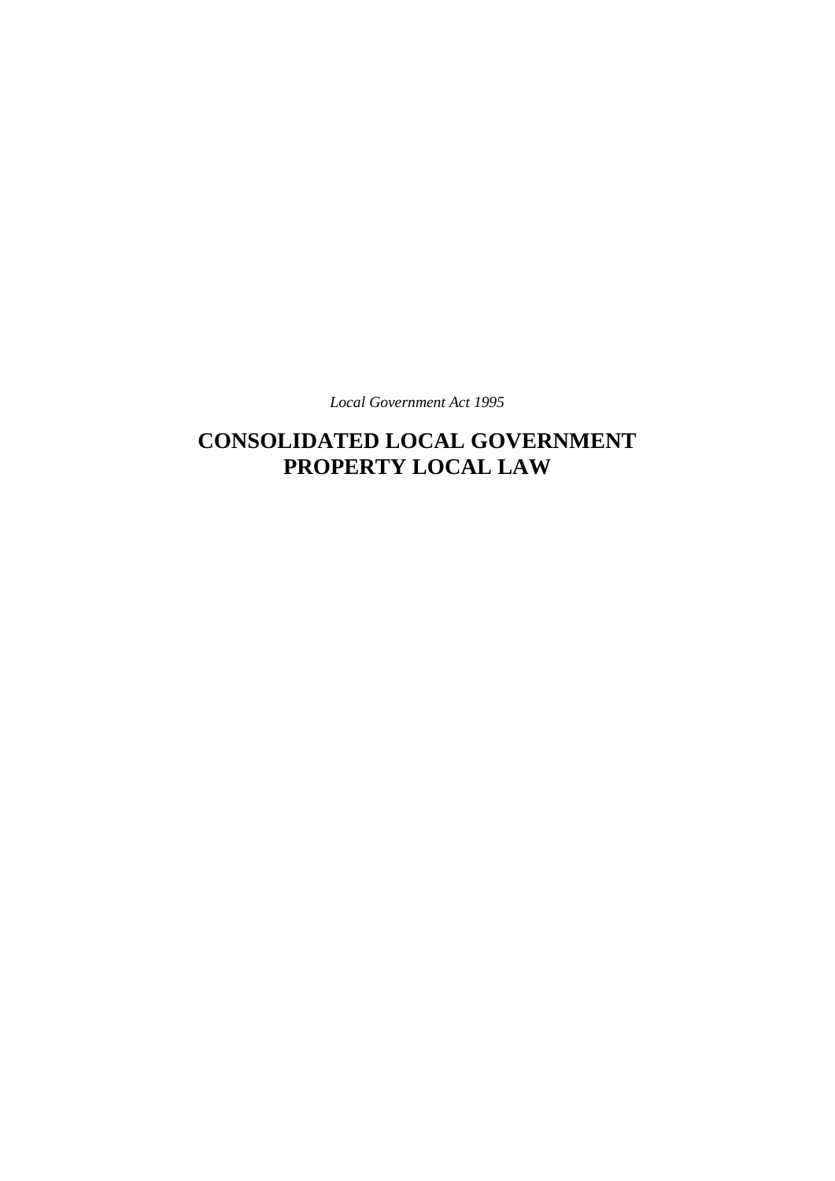*Local Government Act 1995*

# CONSOLIDATED LOCAL GOVERNMENT PROPERTY LOCAL LAW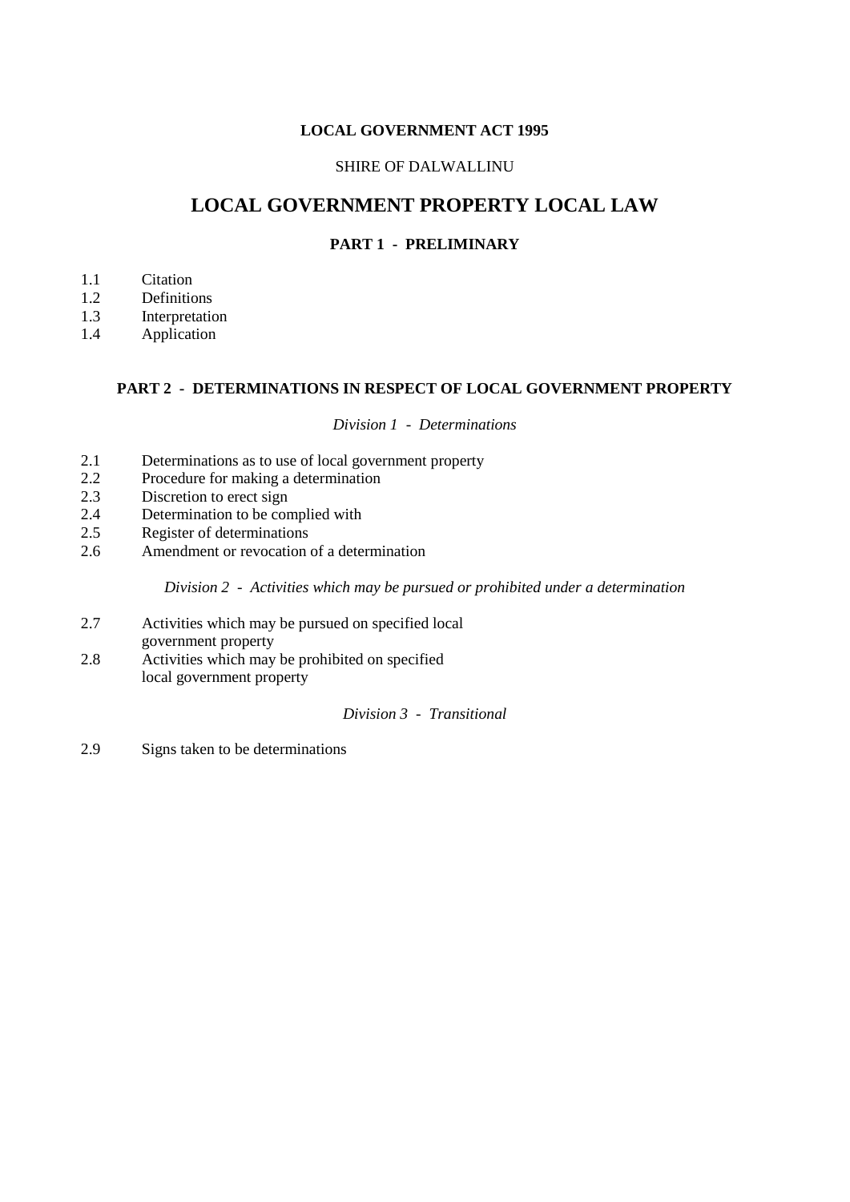**LOCAL GOVERNMENT ACT 1995**

SHIRE OF DALWALLINU

# LOCAL GOVERNMENT PROPERTY LOCAL LAW

## PART 1 - PRELIMINARY

1.1 Citation
1.2 Definitions
1.3 Interpretation
1.4 Application

## PART 2 - DETERMINATIONS IN RESPECT OF LOCAL GOVERNMENT PROPERTY

*Division 1 - Determinations*

2.1 Determinations as to use of local government property
2.2 Procedure for making a determination
2.3 Discretion to erect sign
2.4 Determination to be complied with
2.5 Register of determinations
2.6 Amendment or revocation of a determination

*Division 2 - Activities which may be pursued or prohibited under a determination*

2.7 Activities which may be pursued on specified local government property
2.8 Activities which may be prohibited on specified local government property

*Division 3 - Transitional*

2.9 Signs taken to be determinations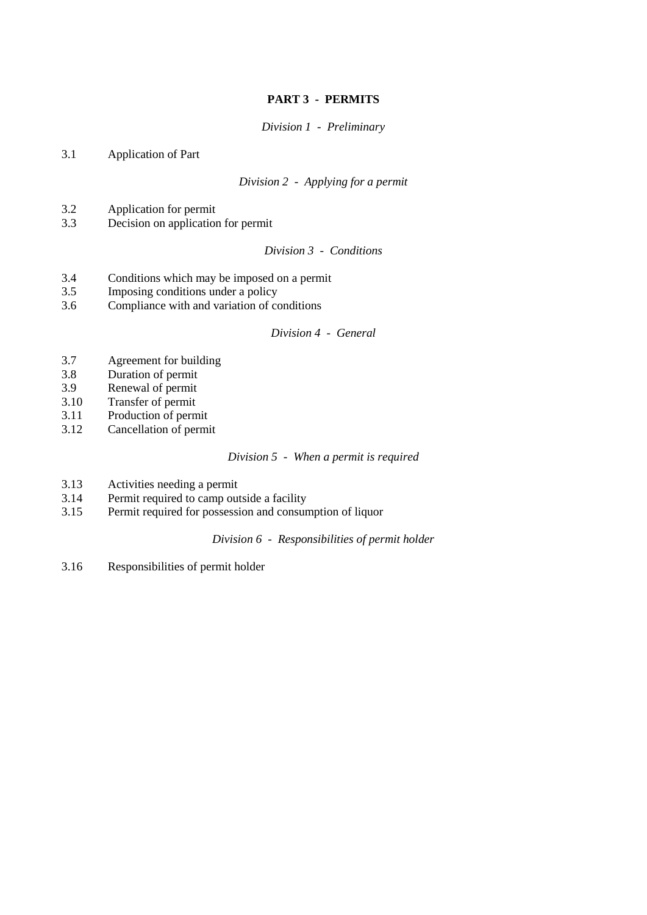## PART 3 - PERMITS

*Division 1 - Preliminary*

3.1 Application of Part

*Division 2 - Applying for a permit*

3.2 Application for permit
3.3 Decision on application for permit

*Division 3 - Conditions*

3.4 Conditions which may be imposed on a permit
3.5 Imposing conditions under a policy
3.6 Compliance with and variation of conditions

*Division 4 - General*

3.7 Agreement for building
3.8 Duration of permit
3.9 Renewal of permit
3.10 Transfer of permit
3.11 Production of permit
3.12 Cancellation of permit

*Division 5 - When a permit is required*

3.13 Activities needing a permit
3.14 Permit required to camp outside a facility
3.15 Permit required for possession and consumption of liquor

*Division 6 - Responsibilities of permit holder*

3.16 Responsibilities of permit holder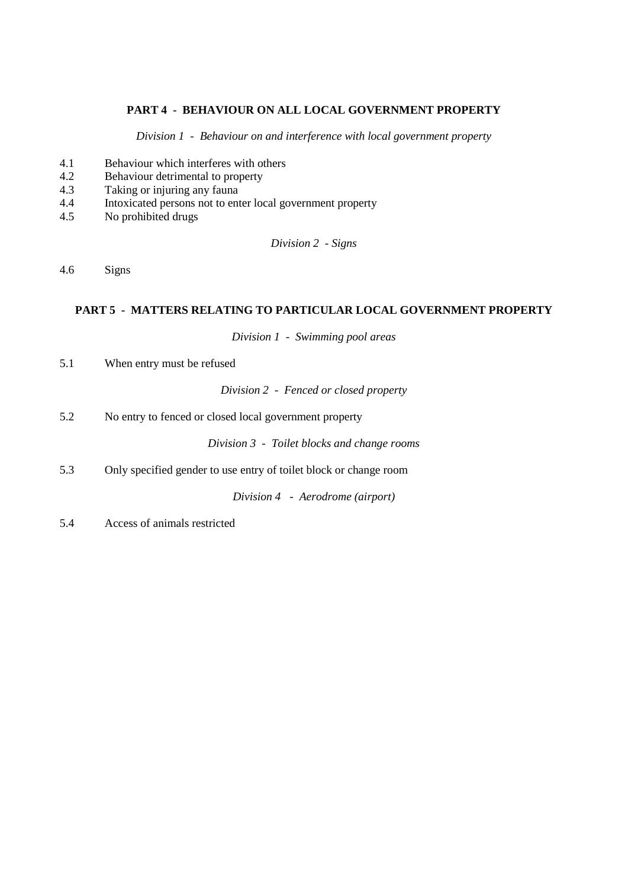**PART 4 - BEHAVIOUR ON ALL LOCAL GOVERNMENT PROPERTY**

*Division 1 - Behaviour on and interference with local government property*

4.1 Behaviour which interferes with others
4.2 Behaviour detrimental to property
4.3 Taking or injuring any fauna
4.4 Intoxicated persons not to enter local government property
4.5 No prohibited drugs

*Division 2 - Signs*

4.6 Signs

**PART 5 - MATTERS RELATING TO PARTICULAR LOCAL GOVERNMENT PROPERTY**

*Division 1 - Swimming pool areas*

5.1 When entry must be refused

*Division 2 - Fenced or closed property*

5.2 No entry to fenced or closed local government property

*Division 3 - Toilet blocks and change rooms*

5.3 Only specified gender to use entry of toilet block or change room

*Division 4 - Aerodrome (airport)*

5.4 Access of animals restricted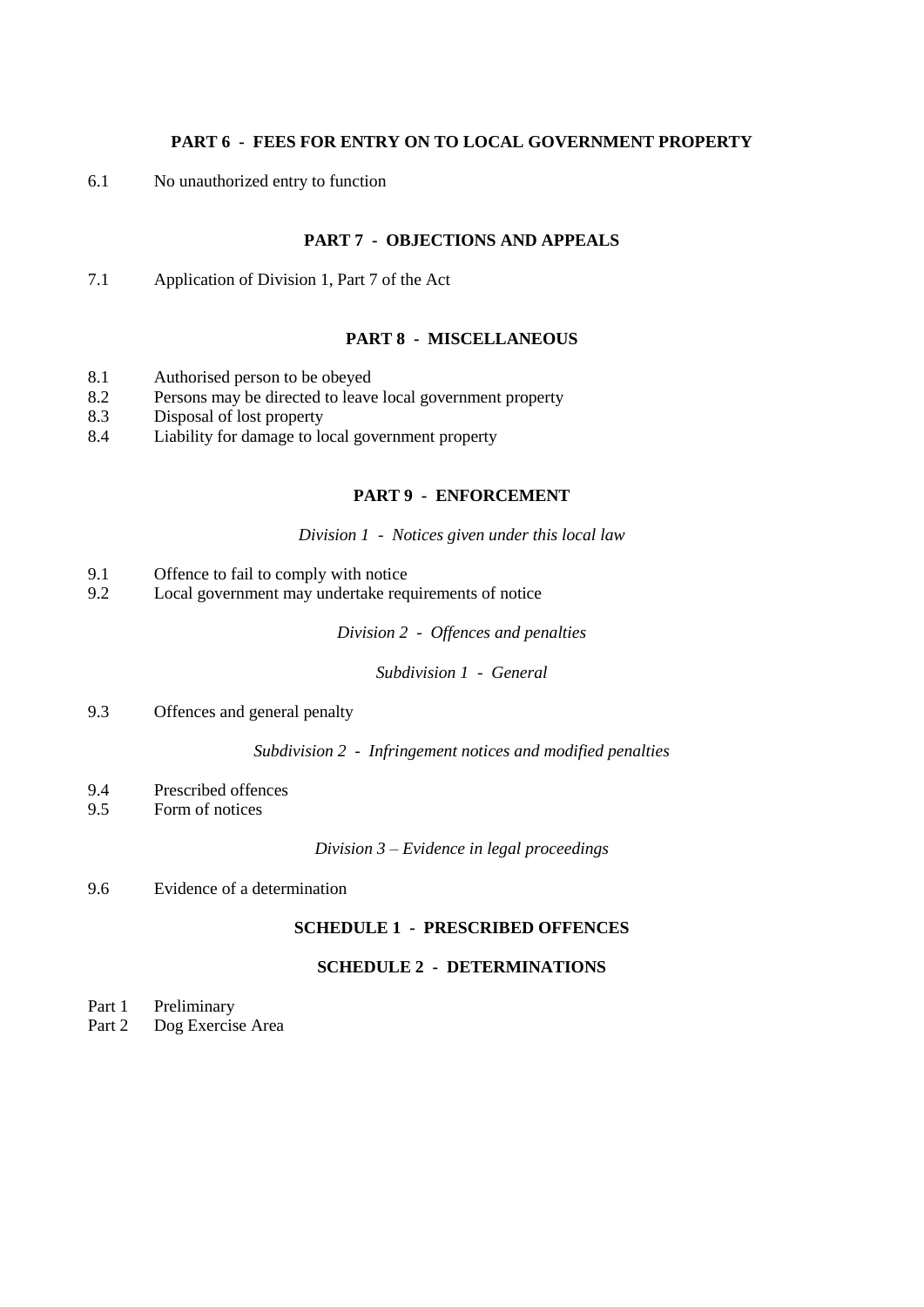**PART 6 - FEES FOR ENTRY ON TO LOCAL GOVERNMENT PROPERTY**

6.1 No unauthorized entry to function

**PART 7 - OBJECTIONS AND APPEALS**

7.1 Application of Division 1, Part 7 of the Act

**PART 8 - MISCELLANEOUS**

8.1 Authorised person to be obeyed
8.2 Persons may be directed to leave local government property
8.3 Disposal of lost property
8.4 Liability for damage to local government property

**PART 9 - ENFORCEMENT**

*Division 1 - Notices given under this local law*

9.1 Offence to fail to comply with notice
9.2 Local government may undertake requirements of notice

*Division 2 - Offences and penalties*

*Subdivision 1 - General*

9.3 Offences and general penalty

*Subdivision 2 - Infringement notices and modified penalties*

9.4 Prescribed offences
9.5 Form of notices

*Division 3 – Evidence in legal proceedings*

9.6 Evidence of a determination

**SCHEDULE 1 - PRESCRIBED OFFENCES**

**SCHEDULE 2 - DETERMINATIONS**

Part 1 Preliminary
Part 2 Dog Exercise Area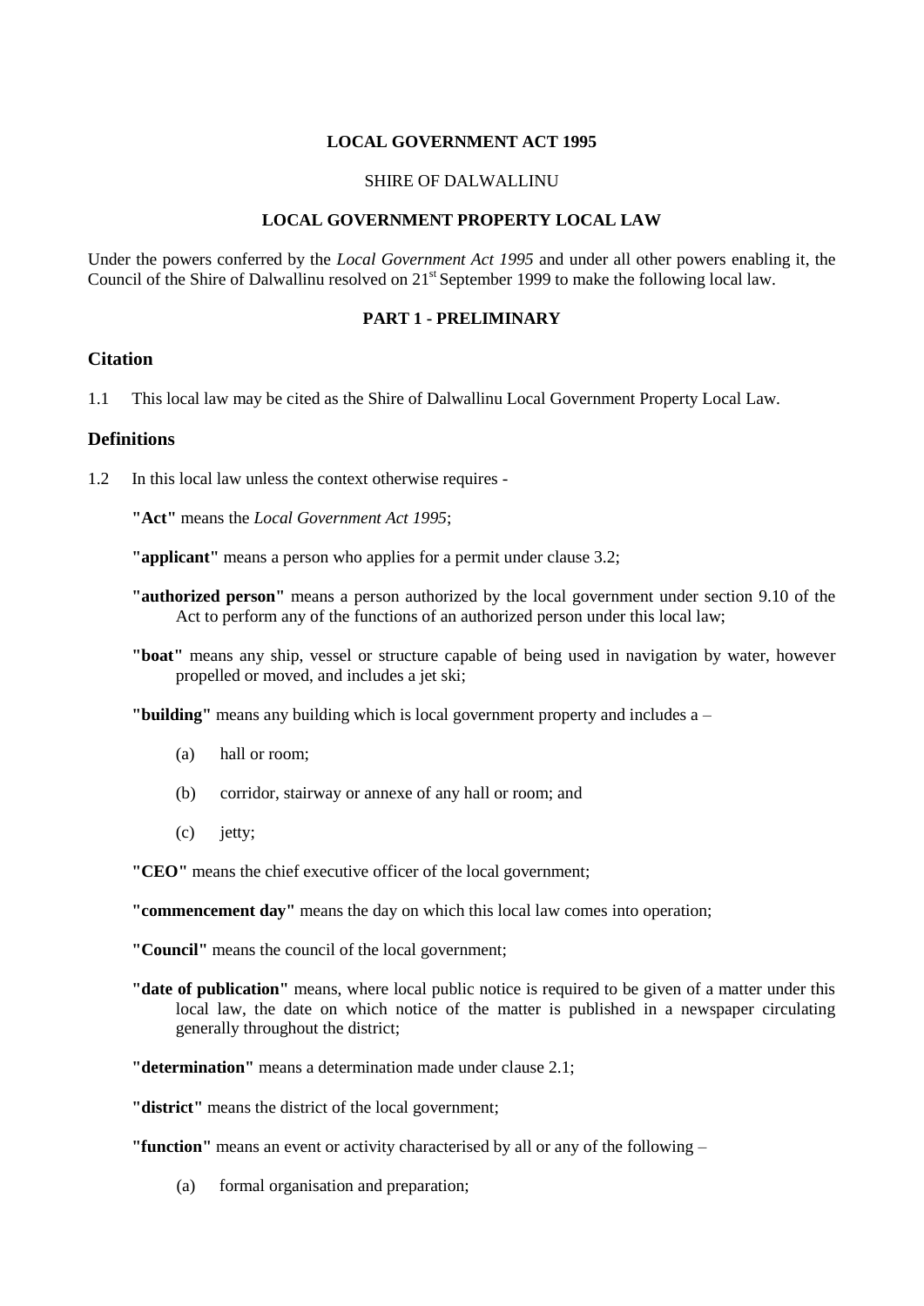**LOCAL GOVERNMENT ACT 1995**

SHIRE OF DALWALLINU

**LOCAL GOVERNMENT PROPERTY LOCAL LAW**

Under the powers conferred by the *Local Government Act 1995* and under all other powers enabling it, the Council of the Shire of Dalwallinu resolved on 21st September 1999 to make the following local law.

**PART 1 - PRELIMINARY**

## Citation

1.1 This local law may be cited as the Shire of Dalwallinu Local Government Property Local Law.

## Definitions

1.2 In this local law unless the context otherwise requires -

**"Act"** means the *Local Government Act 1995*;

**"applicant"** means a person who applies for a permit under clause 3.2;

**"authorized person"** means a person authorized by the local government under section 9.10 of the Act to perform any of the functions of an authorized person under this local law;

**"boat"** means any ship, vessel or structure capable of being used in navigation by water, however propelled or moved, and includes a jet ski;

**"building"** means any building which is local government property and includes a –

(a) hall or room;

(b) corridor, stairway or annexe of any hall or room; and

(c) jetty;

**"CEO"** means the chief executive officer of the local government;

**"commencement day"** means the day on which this local law comes into operation;

**"Council"** means the council of the local government;

**"date of publication"** means, where local public notice is required to be given of a matter under this local law, the date on which notice of the matter is published in a newspaper circulating generally throughout the district;

**"determination"** means a determination made under clause 2.1;

**"district"** means the district of the local government;

**"function"** means an event or activity characterised by all or any of the following –

(a) formal organisation and preparation;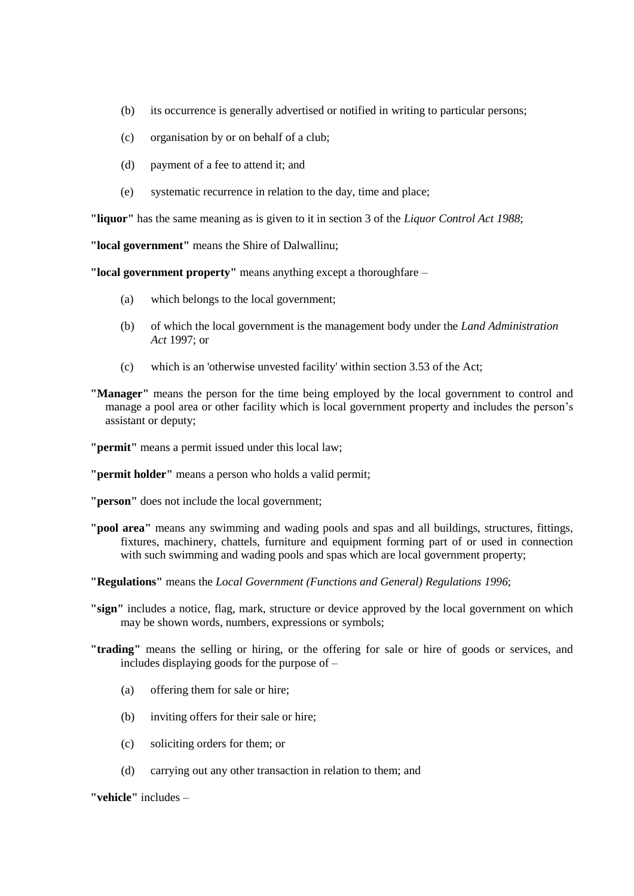(b) its occurrence is generally advertised or notified in writing to particular persons;

(c) organisation by or on behalf of a club;

(d) payment of a fee to attend it; and

(e) systematic recurrence in relation to the day, time and place;

**"liquor"** has the same meaning as is given to it in section 3 of the *Liquor Control Act 1988*;

**"local government"** means the Shire of Dalwallinu;

**"local government property"** means anything except a thoroughfare –

(a) which belongs to the local government;

(b) of which the local government is the management body under the *Land Administration Act* 1997; or

(c) which is an 'otherwise unvested facility' within section 3.53 of the Act;

**"Manager"** means the person for the time being employed by the local government to control and manage a pool area or other facility which is local government property and includes the person's assistant or deputy;

**"permit"** means a permit issued under this local law;

**"permit holder"** means a person who holds a valid permit;

**"person"** does not include the local government;

**"pool area"** means any swimming and wading pools and spas and all buildings, structures, fittings, fixtures, machinery, chattels, furniture and equipment forming part of or used in connection with such swimming and wading pools and spas which are local government property;

**"Regulations"** means the *Local Government (Functions and General) Regulations 1996*;

**"sign"** includes a notice, flag, mark, structure or device approved by the local government on which may be shown words, numbers, expressions or symbols;

**"trading"** means the selling or hiring, or the offering for sale or hire of goods or services, and includes displaying goods for the purpose of –

(a) offering them for sale or hire;

(b) inviting offers for their sale or hire;

(c) soliciting orders for them; or

(d) carrying out any other transaction in relation to them; and

**"vehicle"** includes –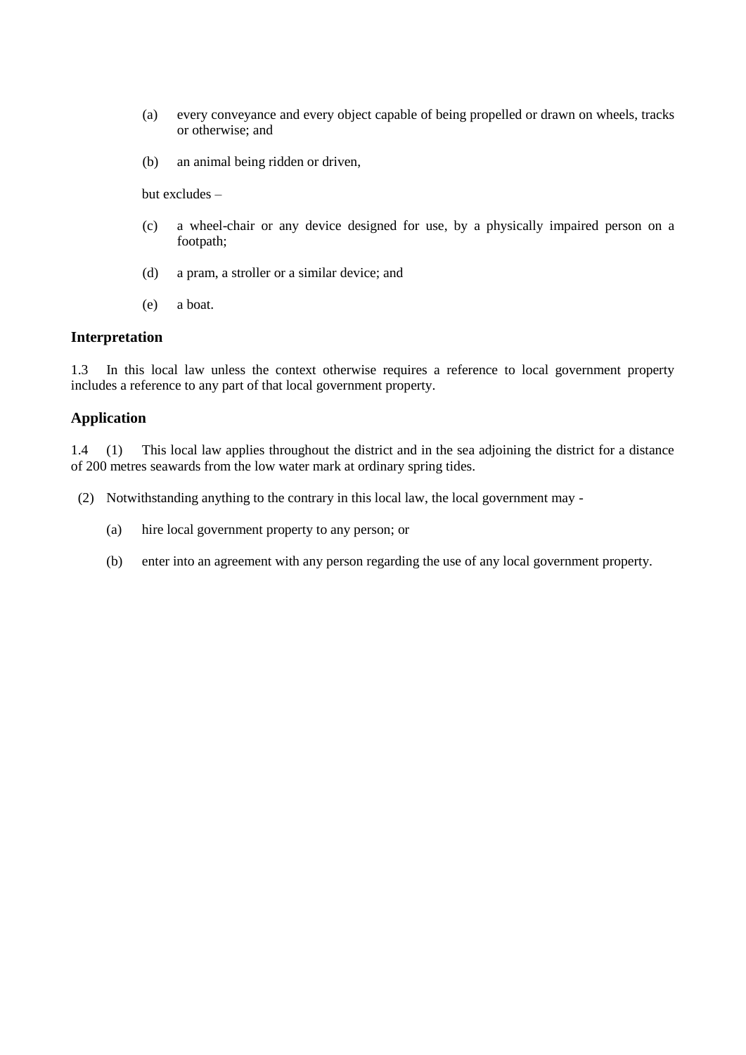(a) every conveyance and every object capable of being propelled or drawn on wheels, tracks or otherwise; and

(b) an animal being ridden or driven,

but excludes –

(c) a wheel-chair or any device designed for use, by a physically impaired person on a footpath;

(d) a pram, a stroller or a similar device; and

(e) a boat.

### Interpretation

1.3 In this local law unless the context otherwise requires a reference to local government property includes a reference to any part of that local government property.

### Application

1.4 (1) This local law applies throughout the district and in the sea adjoining the district for a distance of 200 metres seawards from the low water mark at ordinary spring tides.

(2) Notwithstanding anything to the contrary in this local law, the local government may -

(a) hire local government property to any person; or

(b) enter into an agreement with any person regarding the use of any local government property.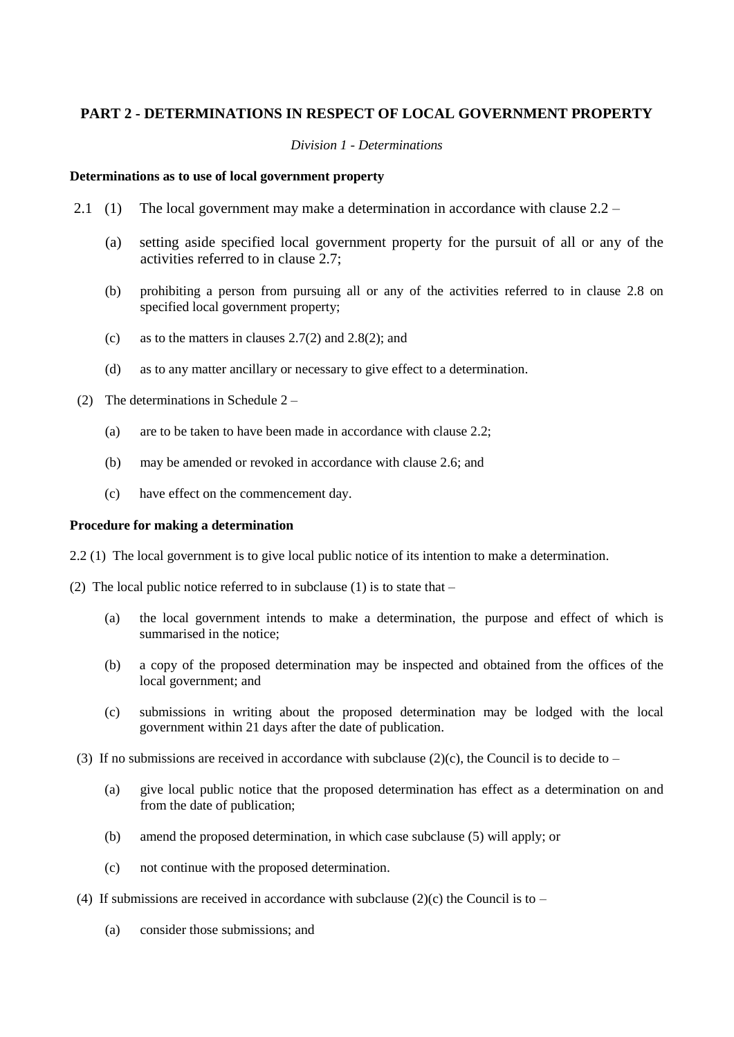## PART 2 - DETERMINATIONS IN RESPECT OF LOCAL GOVERNMENT PROPERTY

*Division 1 - Determinations*

**Determinations as to use of local government property**

2.1 (1) The local government may make a determination in accordance with clause 2.2 –

(a) setting aside specified local government property for the pursuit of all or any of the activities referred to in clause 2.7;

(b) prohibiting a person from pursuing all or any of the activities referred to in clause 2.8 on specified local government property;

(c) as to the matters in clauses 2.7(2) and 2.8(2); and

(d) as to any matter ancillary or necessary to give effect to a determination.

(2) The determinations in Schedule 2 –

(a) are to be taken to have been made in accordance with clause 2.2;

(b) may be amended or revoked in accordance with clause 2.6; and

(c) have effect on the commencement day.

**Procedure for making a determination**

2.2 (1) The local government is to give local public notice of its intention to make a determination.

(2) The local public notice referred to in subclause (1) is to state that –

(a) the local government intends to make a determination, the purpose and effect of which is summarised in the notice;

(b) a copy of the proposed determination may be inspected and obtained from the offices of the local government; and

(c) submissions in writing about the proposed determination may be lodged with the local government within 21 days after the date of publication.

(3) If no submissions are received in accordance with subclause (2)(c), the Council is to decide to –

(a) give local public notice that the proposed determination has effect as a determination on and from the date of publication;

(b) amend the proposed determination, in which case subclause (5) will apply; or

(c) not continue with the proposed determination.

(4) If submissions are received in accordance with subclause (2)(c) the Council is to –

(a) consider those submissions; and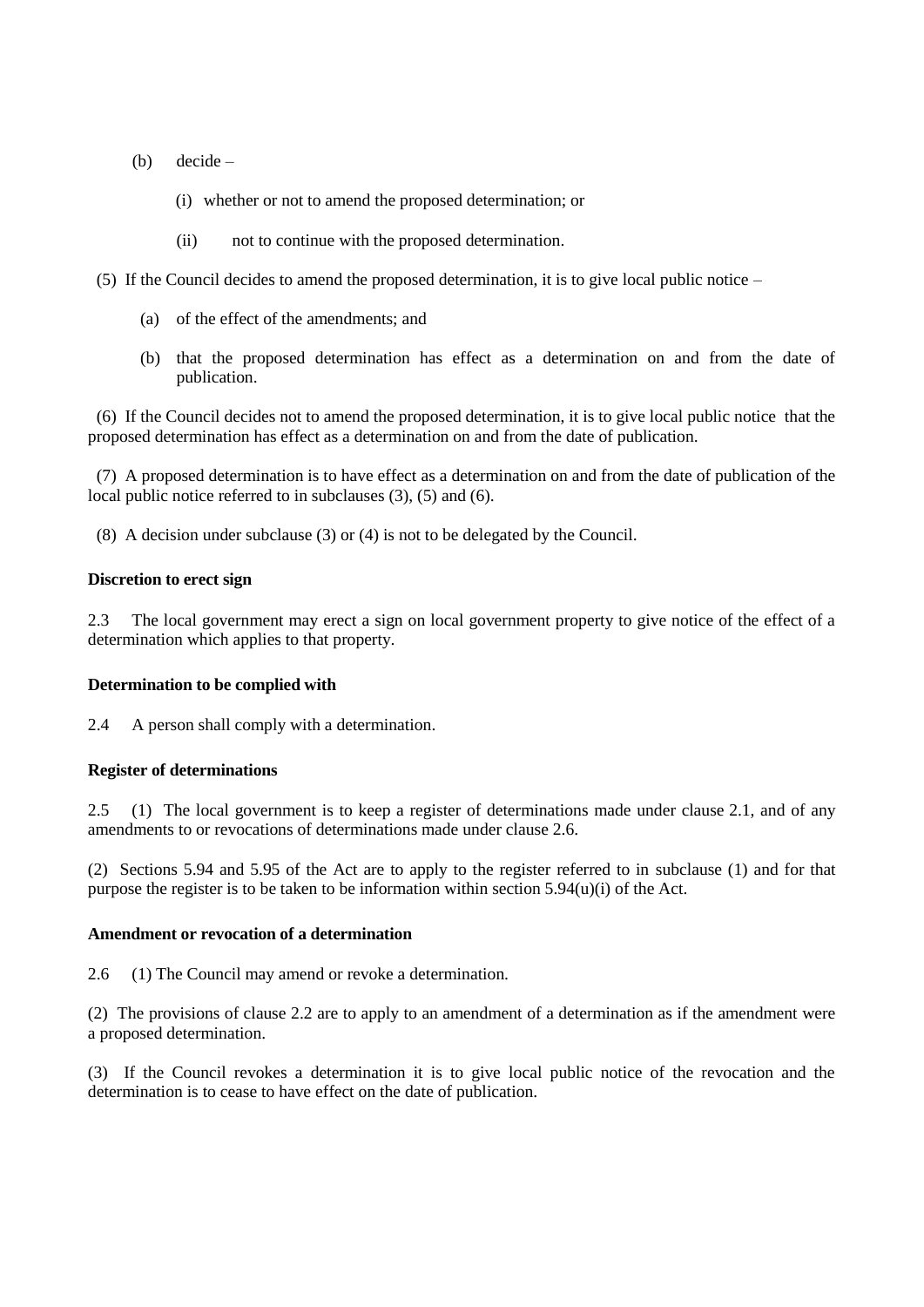(b) decide –

  (i) whether or not to amend the proposed determination; or

  (ii) not to continue with the proposed determination.

(5) If the Council decides to amend the proposed determination, it is to give local public notice –

  (a) of the effect of the amendments; and

  (b) that the proposed determination has effect as a determination on and from the date of publication.

(6) If the Council decides not to amend the proposed determination, it is to give local public notice that the proposed determination has effect as a determination on and from the date of publication.

(7) A proposed determination is to have effect as a determination on and from the date of publication of the local public notice referred to in subclauses (3), (5) and (6).

(8) A decision under subclause (3) or (4) is not to be delegated by the Council.

**Discretion to erect sign**

2.3 The local government may erect a sign on local government property to give notice of the effect of a determination which applies to that property.

**Determination to be complied with**

2.4 A person shall comply with a determination.

**Register of determinations**

2.5 (1) The local government is to keep a register of determinations made under clause 2.1, and of any amendments to or revocations of determinations made under clause 2.6.

(2) Sections 5.94 and 5.95 of the Act are to apply to the register referred to in subclause (1) and for that purpose the register is to be taken to be information within section 5.94(u)(i) of the Act.

**Amendment or revocation of a determination**

2.6 (1) The Council may amend or revoke a determination.

(2) The provisions of clause 2.2 are to apply to an amendment of a determination as if the amendment were a proposed determination.

(3) If the Council revokes a determination it is to give local public notice of the revocation and the determination is to cease to have effect on the date of publication.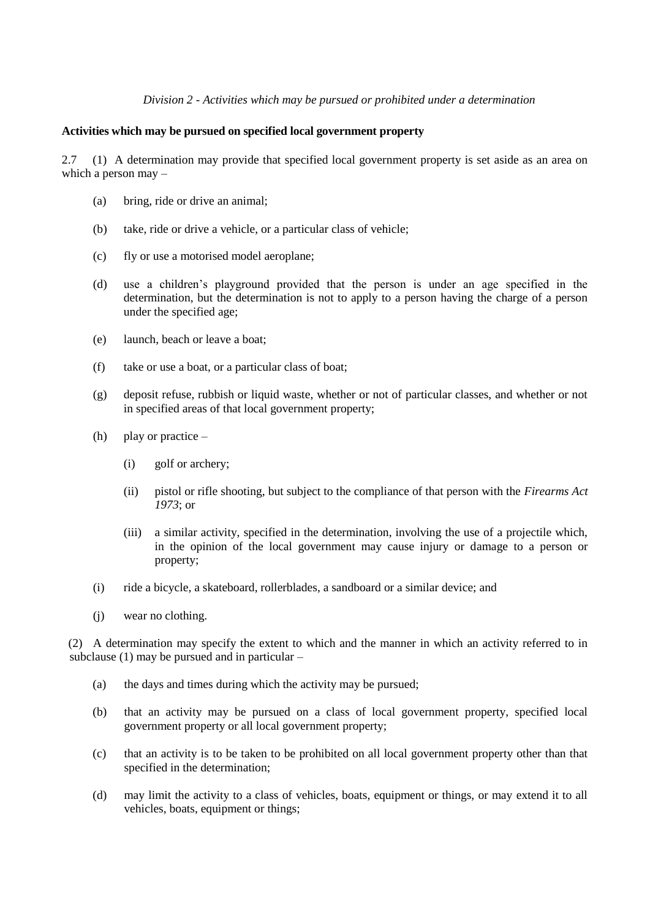*Division 2 - Activities which may be pursued or prohibited under a determination*

**Activities which may be pursued on specified local government property**

2.7 (1) A determination may provide that specified local government property is set aside as an area on which a person may –

(a) bring, ride or drive an animal;

(b) take, ride or drive a vehicle, or a particular class of vehicle;

(c) fly or use a motorised model aeroplane;

(d) use a children's playground provided that the person is under an age specified in the determination, but the determination is not to apply to a person having the charge of a person under the specified age;

(e) launch, beach or leave a boat;

(f) take or use a boat, or a particular class of boat;

(g) deposit refuse, rubbish or liquid waste, whether or not of particular classes, and whether or not in specified areas of that local government property;

(h) play or practice –

(i) golf or archery;

(ii) pistol or rifle shooting, but subject to the compliance of that person with the *Firearms Act 1973*; or

(iii) a similar activity, specified in the determination, involving the use of a projectile which, in the opinion of the local government may cause injury or damage to a person or property;

(i) ride a bicycle, a skateboard, rollerblades, a sandboard or a similar device; and

(j) wear no clothing.

(2) A determination may specify the extent to which and the manner in which an activity referred to in subclause (1) may be pursued and in particular –

(a) the days and times during which the activity may be pursued;

(b) that an activity may be pursued on a class of local government property, specified local government property or all local government property;

(c) that an activity is to be taken to be prohibited on all local government property other than that specified in the determination;

(d) may limit the activity to a class of vehicles, boats, equipment or things, or may extend it to all vehicles, boats, equipment or things;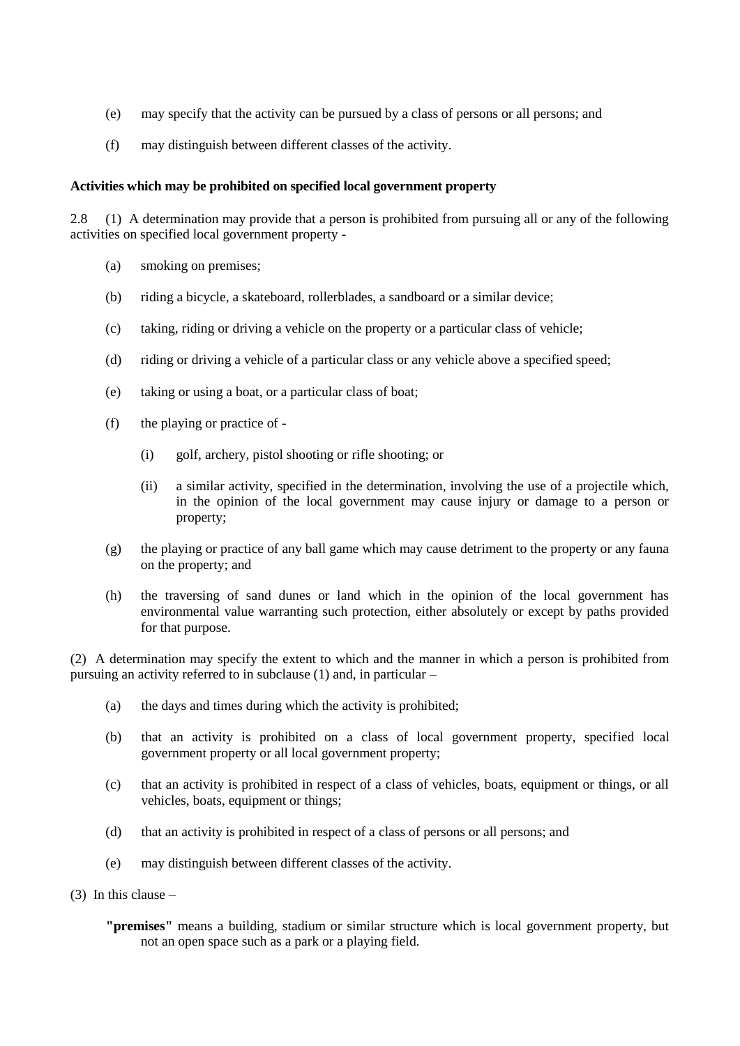(e) may specify that the activity can be pursued by a class of persons or all persons; and

(f) may distinguish between different classes of the activity.

**Activities which may be prohibited on specified local government property**

2.8 (1) A determination may provide that a person is prohibited from pursuing all or any of the following activities on specified local government property -

(a) smoking on premises;

(b) riding a bicycle, a skateboard, rollerblades, a sandboard or a similar device;

(c) taking, riding or driving a vehicle on the property or a particular class of vehicle;

(d) riding or driving a vehicle of a particular class or any vehicle above a specified speed;

(e) taking or using a boat, or a particular class of boat;

(f) the playing or practice of -

(i) golf, archery, pistol shooting or rifle shooting; or

(ii) a similar activity, specified in the determination, involving the use of a projectile which, in the opinion of the local government may cause injury or damage to a person or property;

(g) the playing or practice of any ball game which may cause detriment to the property or any fauna on the property; and

(h) the traversing of sand dunes or land which in the opinion of the local government has environmental value warranting such protection, either absolutely or except by paths provided for that purpose.

(2) A determination may specify the extent to which and the manner in which a person is prohibited from pursuing an activity referred to in subclause (1) and, in particular –

(a) the days and times during which the activity is prohibited;

(b) that an activity is prohibited on a class of local government property, specified local government property or all local government property;

(c) that an activity is prohibited in respect of a class of vehicles, boats, equipment or things, or all vehicles, boats, equipment or things;

(d) that an activity is prohibited in respect of a class of persons or all persons; and

(e) may distinguish between different classes of the activity.

(3) In this clause –

**"premises"** means a building, stadium or similar structure which is local government property, but not an open space such as a park or a playing field.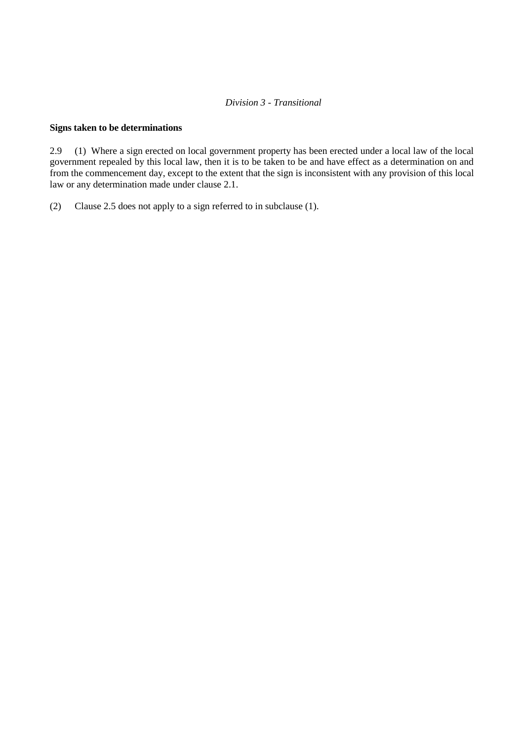*Division 3 - Transitional*

**Signs taken to be determinations**

2.9 (1) Where a sign erected on local government property has been erected under a local law of the local government repealed by this local law, then it is to be taken to be and have effect as a determination on and from the commencement day, except to the extent that the sign is inconsistent with any provision of this local law or any determination made under clause 2.1.

(2) Clause 2.5 does not apply to a sign referred to in subclause (1).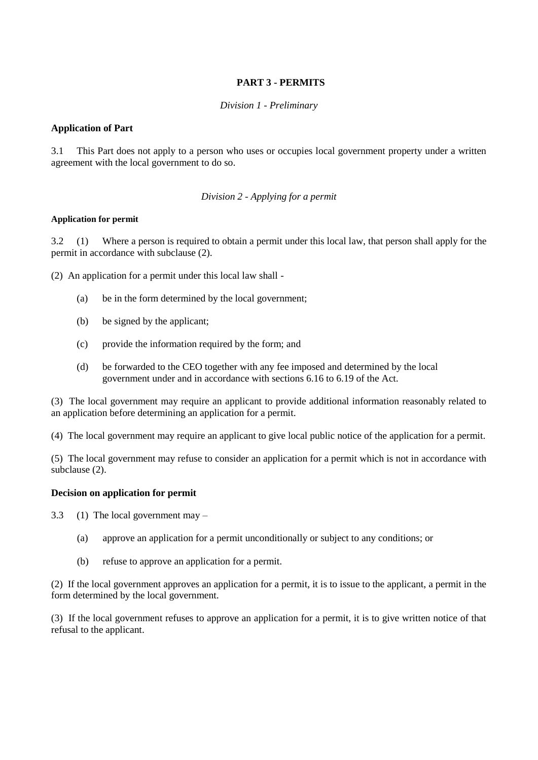## PART 3 - PERMITS

*Division 1 - Preliminary*

**Application of Part**

3.1 This Part does not apply to a person who uses or occupies local government property under a written agreement with the local government to do so.

*Division 2 - Applying for a permit*

**Application for permit**

3.2 (1) Where a person is required to obtain a permit under this local law, that person shall apply for the permit in accordance with subclause (2).

(2) An application for a permit under this local law shall -

(a) be in the form determined by the local government;

(b) be signed by the applicant;

(c) provide the information required by the form; and

(d) be forwarded to the CEO together with any fee imposed and determined by the local government under and in accordance with sections 6.16 to 6.19 of the Act.

(3) The local government may require an applicant to provide additional information reasonably related to an application before determining an application for a permit.

(4) The local government may require an applicant to give local public notice of the application for a permit.

(5) The local government may refuse to consider an application for a permit which is not in accordance with subclause (2).

**Decision on application for permit**

3.3 (1) The local government may –

(a) approve an application for a permit unconditionally or subject to any conditions; or

(b) refuse to approve an application for a permit.

(2) If the local government approves an application for a permit, it is to issue to the applicant, a permit in the form determined by the local government.

(3) If the local government refuses to approve an application for a permit, it is to give written notice of that refusal to the applicant.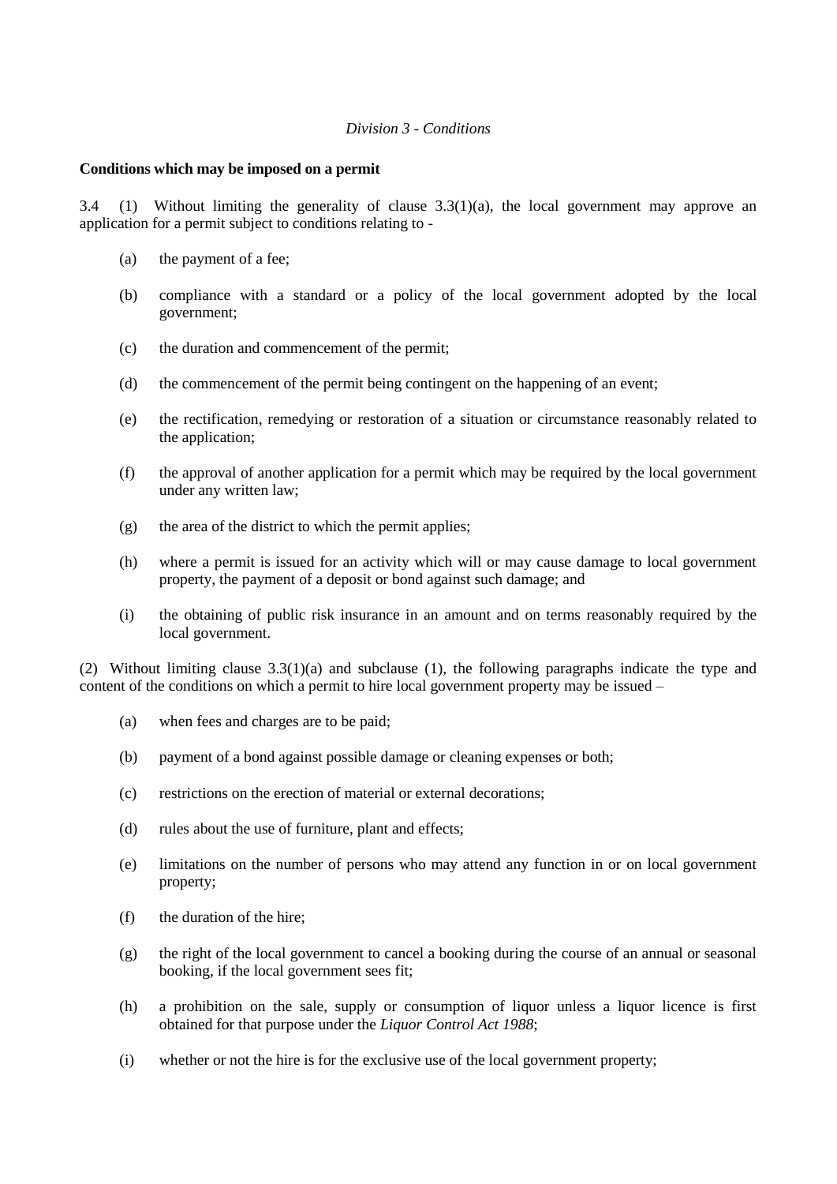*Division 3 - Conditions*

**Conditions which may be imposed on a permit**

3.4 (1) Without limiting the generality of clause 3.3(1)(a), the local government may approve an application for a permit subject to conditions relating to -

- (a) the payment of a fee;
- (b) compliance with a standard or a policy of the local government adopted by the local government;
- (c) the duration and commencement of the permit;
- (d) the commencement of the permit being contingent on the happening of an event;
- (e) the rectification, remedying or restoration of a situation or circumstance reasonably related to the application;
- (f) the approval of another application for a permit which may be required by the local government under any written law;
- (g) the area of the district to which the permit applies;
- (h) where a permit is issued for an activity which will or may cause damage to local government property, the payment of a deposit or bond against such damage; and
- (i) the obtaining of public risk insurance in an amount and on terms reasonably required by the local government.

(2) Without limiting clause 3.3(1)(a) and subclause (1), the following paragraphs indicate the type and content of the conditions on which a permit to hire local government property may be issued –

- (a) when fees and charges are to be paid;
- (b) payment of a bond against possible damage or cleaning expenses or both;
- (c) restrictions on the erection of material or external decorations;
- (d) rules about the use of furniture, plant and effects;
- (e) limitations on the number of persons who may attend any function in or on local government property;
- (f) the duration of the hire;
- (g) the right of the local government to cancel a booking during the course of an annual or seasonal booking, if the local government sees fit;
- (h) a prohibition on the sale, supply or consumption of liquor unless a liquor licence is first obtained for that purpose under the *Liquor Control Act 1988*;
- (i) whether or not the hire is for the exclusive use of the local government property;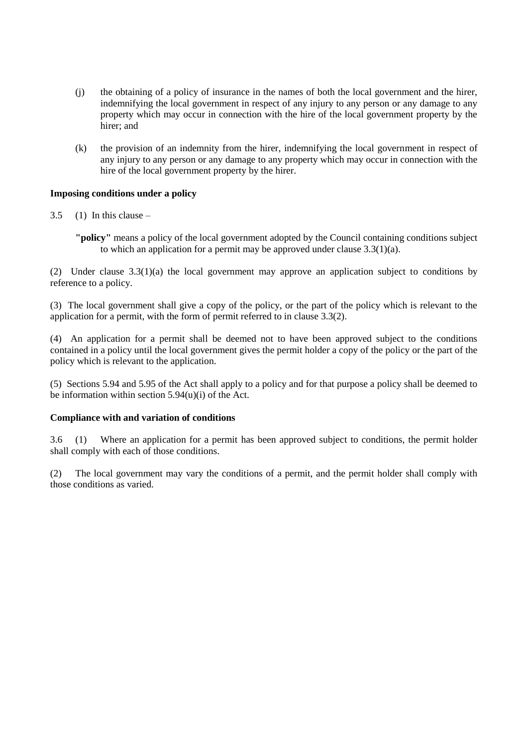(j) the obtaining of a policy of insurance in the names of both the local government and the hirer, indemnifying the local government in respect of any injury to any person or any damage to any property which may occur in connection with the hire of the local government property by the hirer; and

(k) the provision of an indemnity from the hirer, indemnifying the local government in respect of any injury to any person or any damage to any property which may occur in connection with the hire of the local government property by the hirer.

**Imposing conditions under a policy**

3.5 (1) In this clause –

**"policy"** means a policy of the local government adopted by the Council containing conditions subject to which an application for a permit may be approved under clause 3.3(1)(a).

(2) Under clause 3.3(1)(a) the local government may approve an application subject to conditions by reference to a policy.

(3) The local government shall give a copy of the policy, or the part of the policy which is relevant to the application for a permit, with the form of permit referred to in clause 3.3(2).

(4) An application for a permit shall be deemed not to have been approved subject to the conditions contained in a policy until the local government gives the permit holder a copy of the policy or the part of the policy which is relevant to the application.

(5) Sections 5.94 and 5.95 of the Act shall apply to a policy and for that purpose a policy shall be deemed to be information within section 5.94(u)(i) of the Act.

**Compliance with and variation of conditions**

3.6 (1) Where an application for a permit has been approved subject to conditions, the permit holder shall comply with each of those conditions.

(2) The local government may vary the conditions of a permit, and the permit holder shall comply with those conditions as varied.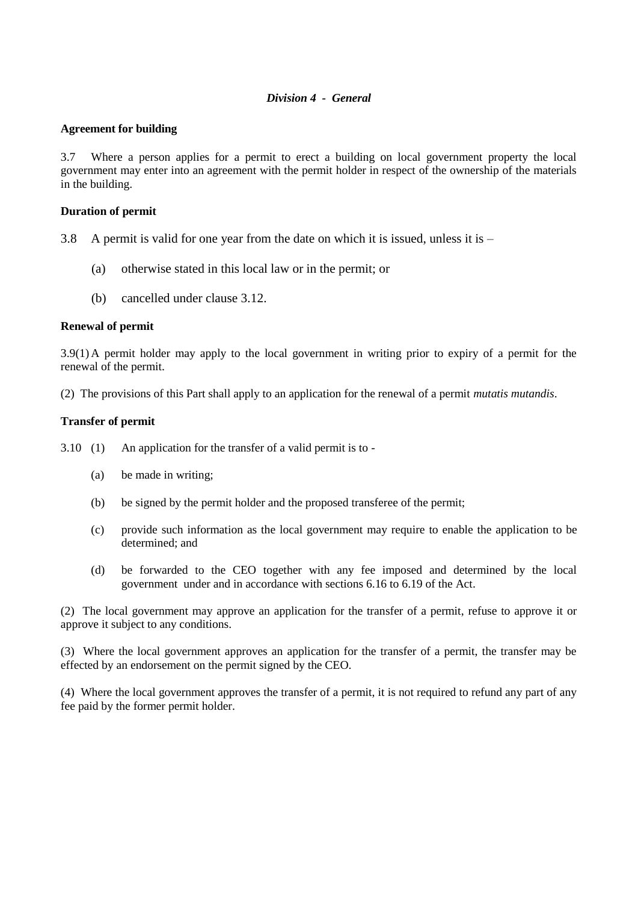### *Division 4 - General*

**Agreement for building**

3.7 Where a person applies for a permit to erect a building on local government property the local government may enter into an agreement with the permit holder in respect of the ownership of the materials in the building.

**Duration of permit**

3.8 A permit is valid for one year from the date on which it is issued, unless it is –

(a) otherwise stated in this local law or in the permit; or

(b) cancelled under clause 3.12.

**Renewal of permit**

3.9(1) A permit holder may apply to the local government in writing prior to expiry of a permit for the renewal of the permit.

(2) The provisions of this Part shall apply to an application for the renewal of a permit *mutatis mutandis*.

**Transfer of permit**

3.10 (1) An application for the transfer of a valid permit is to -

(a) be made in writing;

(b) be signed by the permit holder and the proposed transferee of the permit;

(c) provide such information as the local government may require to enable the application to be determined; and

(d) be forwarded to the CEO together with any fee imposed and determined by the local government under and in accordance with sections 6.16 to 6.19 of the Act.

(2) The local government may approve an application for the transfer of a permit, refuse to approve it or approve it subject to any conditions.

(3) Where the local government approves an application for the transfer of a permit, the transfer may be effected by an endorsement on the permit signed by the CEO.

(4) Where the local government approves the transfer of a permit, it is not required to refund any part of any fee paid by the former permit holder.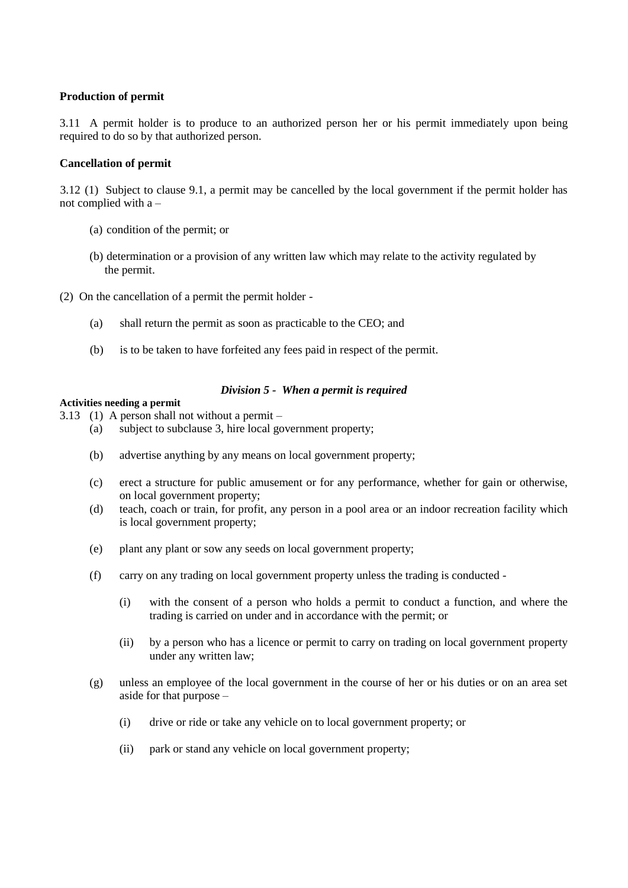**Production of permit**

3.11 A permit holder is to produce to an authorized person her or his permit immediately upon being required to do so by that authorized person.

**Cancellation of permit**

3.12 (1) Subject to clause 9.1, a permit may be cancelled by the local government if the permit holder has not complied with a –

(a) condition of the permit; or

(b) determination or a provision of any written law which may relate to the activity regulated by the permit.

(2) On the cancellation of a permit the permit holder -

(a) shall return the permit as soon as practicable to the CEO; and

(b) is to be taken to have forfeited any fees paid in respect of the permit.

### *Division 5 - When a permit is required*

**Activities needing a permit**

3.13 (1) A person shall not without a permit –

(a) subject to subclause 3, hire local government property;

(b) advertise anything by any means on local government property;

(c) erect a structure for public amusement or for any performance, whether for gain or otherwise, on local government property;

(d) teach, coach or train, for profit, any person in a pool area or an indoor recreation facility which is local government property;

(e) plant any plant or sow any seeds on local government property;

(f) carry on any trading on local government property unless the trading is conducted -

(i) with the consent of a person who holds a permit to conduct a function, and where the trading is carried on under and in accordance with the permit; or

(ii) by a person who has a licence or permit to carry on trading on local government property under any written law;

(g) unless an employee of the local government in the course of her or his duties or on an area set aside for that purpose –

(i) drive or ride or take any vehicle on to local government property; or

(ii) park or stand any vehicle on local government property;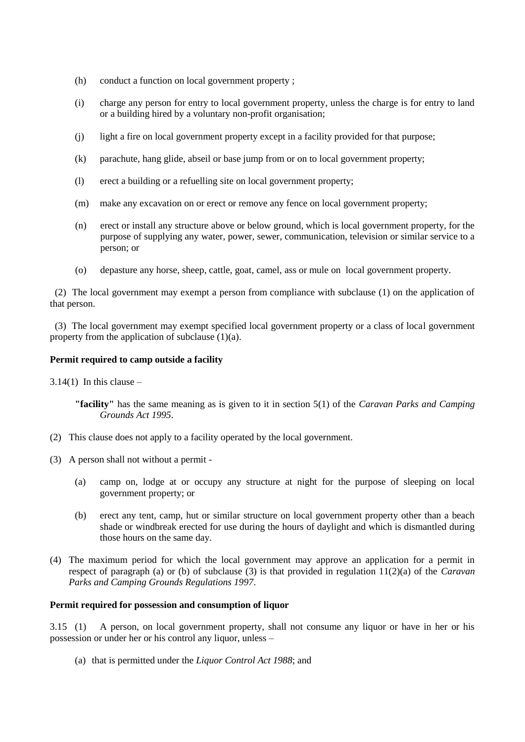(h) conduct a function on local government property ;

(i) charge any person for entry to local government property, unless the charge is for entry to land or a building hired by a voluntary non-profit organisation;

(j) light a fire on local government property except in a facility provided for that purpose;

(k) parachute, hang glide, abseil or base jump from or on to local government property;

(l) erect a building or a refuelling site on local government property;

(m) make any excavation on or erect or remove any fence on local government property;

(n) erect or install any structure above or below ground, which is local government property, for the purpose of supplying any water, power, sewer, communication, television or similar service to a person; or

(o) depasture any horse, sheep, cattle, goat, camel, ass or mule on local government property.

(2) The local government may exempt a person from compliance with subclause (1) on the application of that person.

(3) The local government may exempt specified local government property or a class of local government property from the application of subclause (1)(a).

**Permit required to camp outside a facility**

3.14(1) In this clause –

**"facility"** has the same meaning as is given to it in section 5(1) of the *Caravan Parks and Camping Grounds Act 1995*.

(2) This clause does not apply to a facility operated by the local government.

(3) A person shall not without a permit -

(a) camp on, lodge at or occupy any structure at night for the purpose of sleeping on local government property; or

(b) erect any tent, camp, hut or similar structure on local government property other than a beach shade or windbreak erected for use during the hours of daylight and which is dismantled during those hours on the same day.

(4) The maximum period for which the local government may approve an application for a permit in respect of paragraph (a) or (b) of subclause (3) is that provided in regulation 11(2)(a) of the *Caravan Parks and Camping Grounds Regulations 1997*.

**Permit required for possession and consumption of liquor**

3.15 (1) A person, on local government property, shall not consume any liquor or have in her or his possession or under her or his control any liquor, unless –

(a) that is permitted under the *Liquor Control Act 1988*; and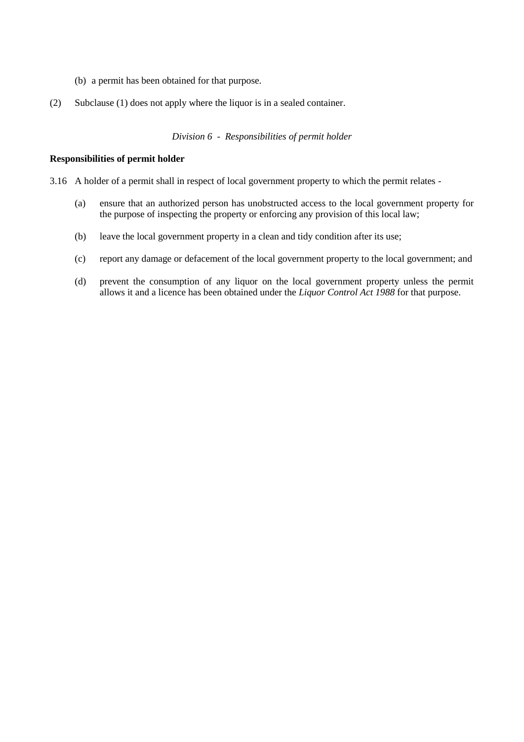(b) a permit has been obtained for that purpose.

(2) Subclause (1) does not apply where the liquor is in a sealed container.

*Division 6 - Responsibilities of permit holder*

**Responsibilities of permit holder**

3.16 A holder of a permit shall in respect of local government property to which the permit relates -

(a) ensure that an authorized person has unobstructed access to the local government property for the purpose of inspecting the property or enforcing any provision of this local law;

(b) leave the local government property in a clean and tidy condition after its use;

(c) report any damage or defacement of the local government property to the local government; and

(d) prevent the consumption of any liquor on the local government property unless the permit allows it and a licence has been obtained under the *Liquor Control Act 1988* for that purpose.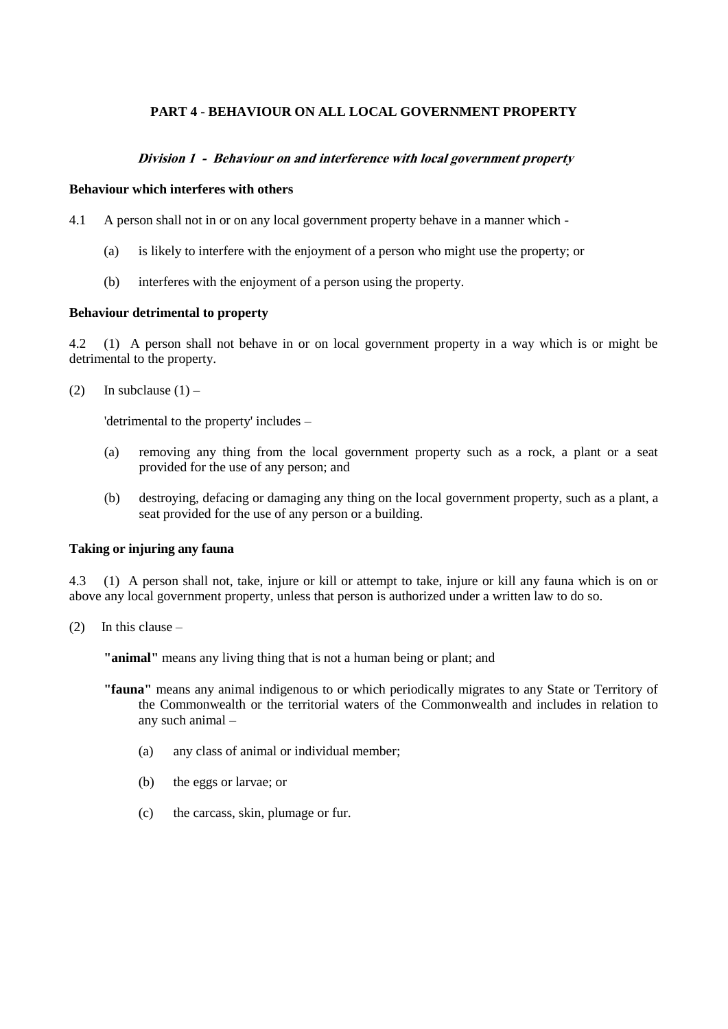## PART 4 - BEHAVIOUR ON ALL LOCAL GOVERNMENT PROPERTY

### *Division 1 - Behaviour on and interference with local government property*

**Behaviour which interferes with others**

4.1 A person shall not in or on any local government property behave in a manner which -

(a) is likely to interfere with the enjoyment of a person who might use the property; or

(b) interferes with the enjoyment of a person using the property.

**Behaviour detrimental to property**

4.2 (1) A person shall not behave in or on local government property in a way which is or might be detrimental to the property.

(2) In subclause (1) –

'detrimental to the property' includes –

(a) removing any thing from the local government property such as a rock, a plant or a seat provided for the use of any person; and

(b) destroying, defacing or damaging any thing on the local government property, such as a plant, a seat provided for the use of any person or a building.

**Taking or injuring any fauna**

4.3 (1) A person shall not, take, injure or kill or attempt to take, injure or kill any fauna which is on or above any local government property, unless that person is authorized under a written law to do so.

(2) In this clause –

**"animal"** means any living thing that is not a human being or plant; and

**"fauna"** means any animal indigenous to or which periodically migrates to any State or Territory of the Commonwealth or the territorial waters of the Commonwealth and includes in relation to any such animal –

(a) any class of animal or individual member;

(b) the eggs or larvae; or

(c) the carcass, skin, plumage or fur.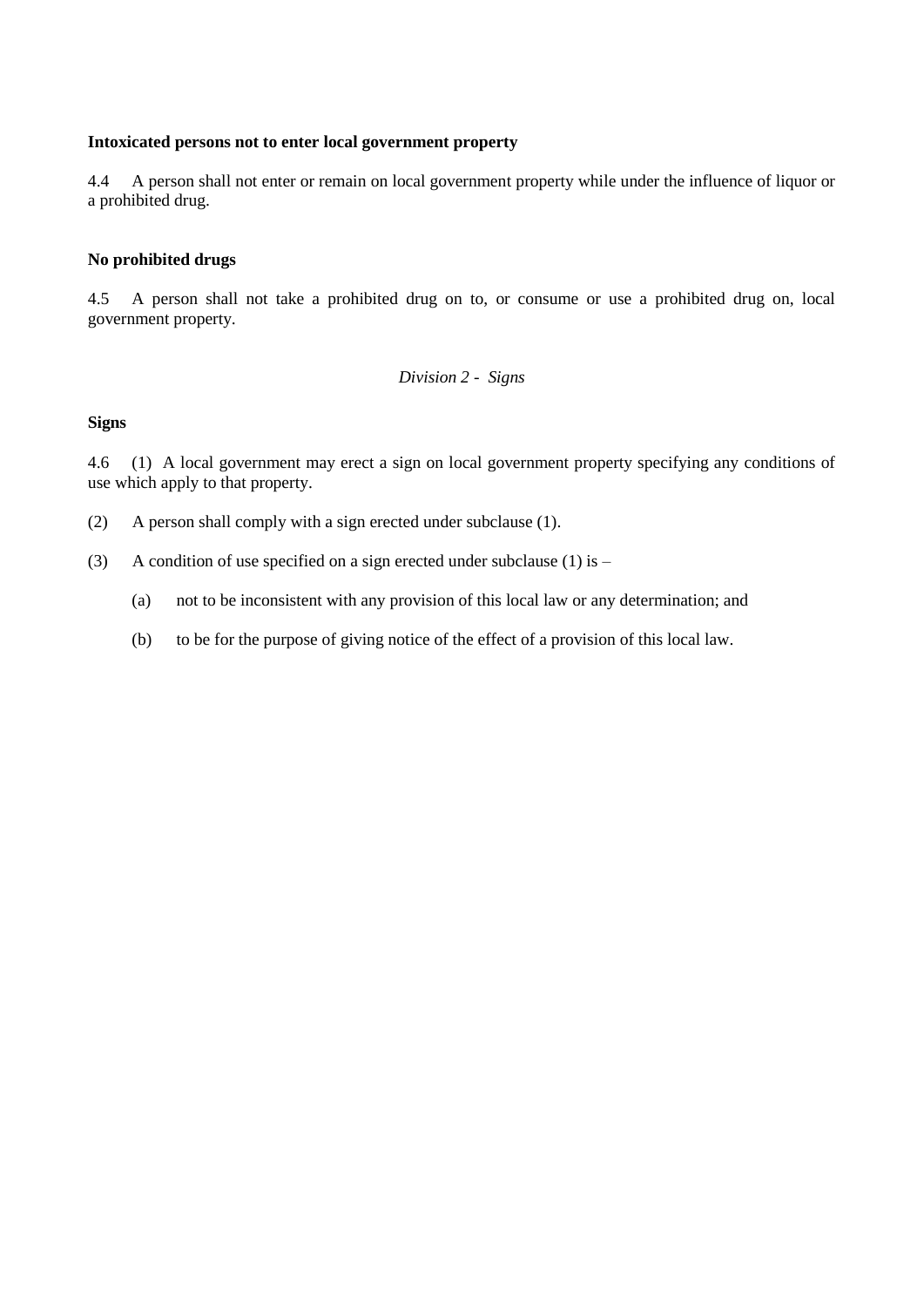**Intoxicated persons not to enter local government property**

4.4 A person shall not enter or remain on local government property while under the influence of liquor or a prohibited drug.

**No prohibited drugs**

4.5 A person shall not take a prohibited drug on to, or consume or use a prohibited drug on, local government property.

*Division 2 - Signs*

**Signs**

4.6 (1) A local government may erect a sign on local government property specifying any conditions of use which apply to that property.

(2) A person shall comply with a sign erected under subclause (1).

(3) A condition of use specified on a sign erected under subclause (1) is –

(a) not to be inconsistent with any provision of this local law or any determination; and

(b) to be for the purpose of giving notice of the effect of a provision of this local law.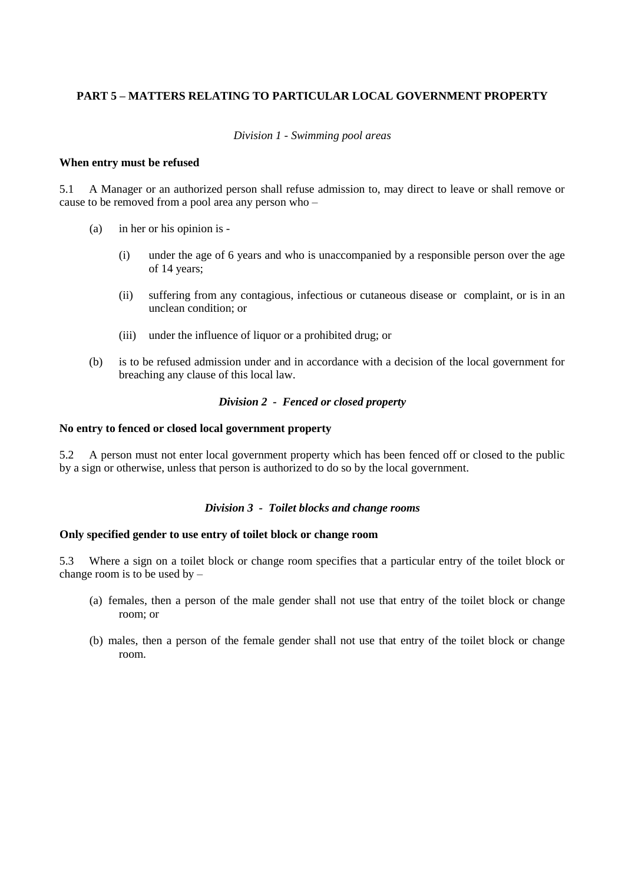## PART 5 – MATTERS RELATING TO PARTICULAR LOCAL GOVERNMENT PROPERTY

*Division 1 - Swimming pool areas*

**When entry must be refused**

5.1 A Manager or an authorized person shall refuse admission to, may direct to leave or shall remove or cause to be removed from a pool area any person who –

(a) in her or his opinion is -

(i) under the age of 6 years and who is unaccompanied by a responsible person over the age of 14 years;

(ii) suffering from any contagious, infectious or cutaneous disease or complaint, or is in an unclean condition; or

(iii) under the influence of liquor or a prohibited drug; or

(b) is to be refused admission under and in accordance with a decision of the local government for breaching any clause of this local law.

***Division 2 - Fenced or closed property***

**No entry to fenced or closed local government property**

5.2 A person must not enter local government property which has been fenced off or closed to the public by a sign or otherwise, unless that person is authorized to do so by the local government.

***Division 3 - Toilet blocks and change rooms***

**Only specified gender to use entry of toilet block or change room**

5.3 Where a sign on a toilet block or change room specifies that a particular entry of the toilet block or change room is to be used by –

(a) females, then a person of the male gender shall not use that entry of the toilet block or change room; or

(b) males, then a person of the female gender shall not use that entry of the toilet block or change room.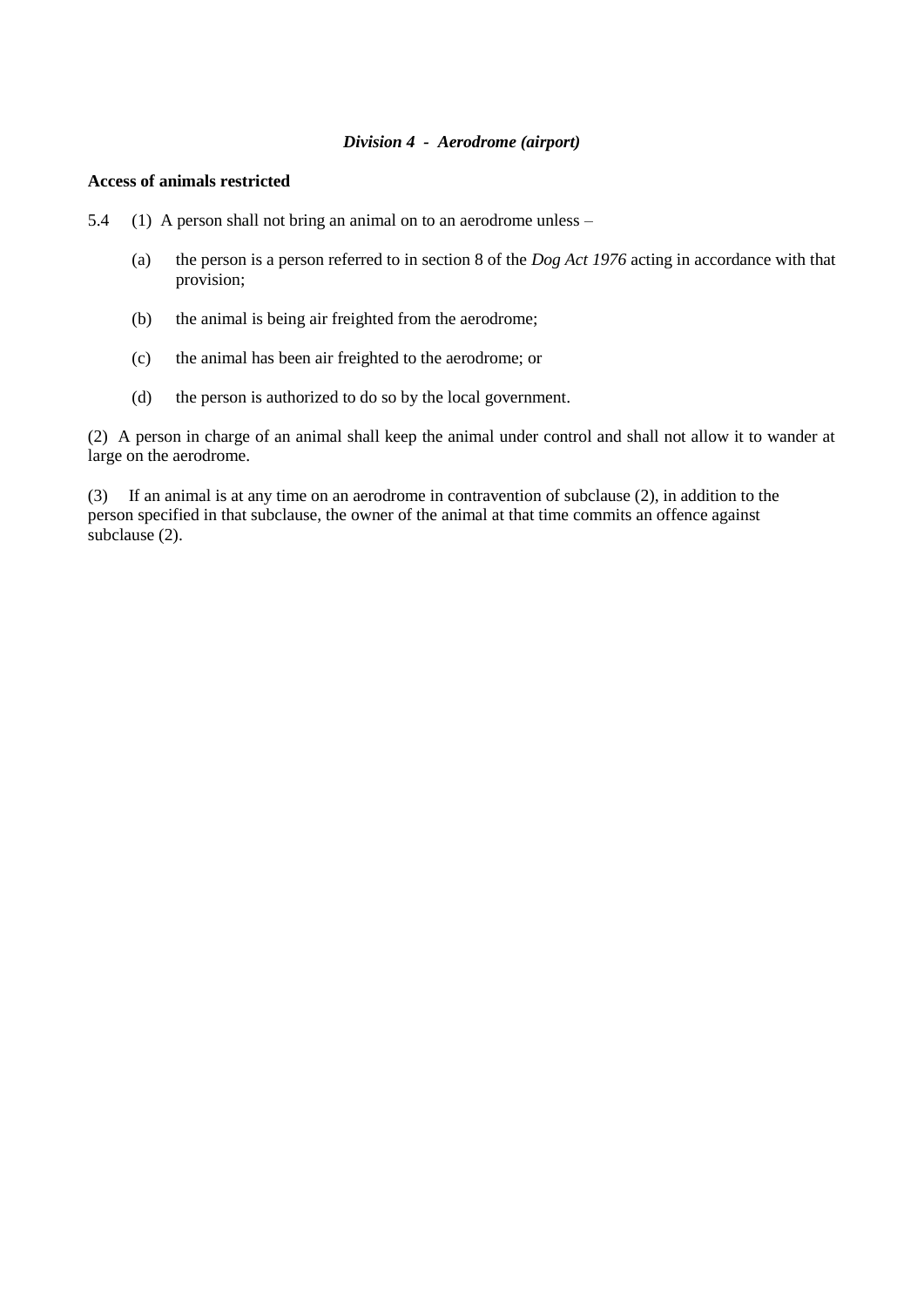### *Division 4 - Aerodrome (airport)*

**Access of animals restricted**

5.4 (1) A person shall not bring an animal on to an aerodrome unless –

- (a) the person is a person referred to in section 8 of the *Dog Act 1976* acting in accordance with that provision;
- (b) the animal is being air freighted from the aerodrome;
- (c) the animal has been air freighted to the aerodrome; or
- (d) the person is authorized to do so by the local government.

(2) A person in charge of an animal shall keep the animal under control and shall not allow it to wander at large on the aerodrome.

(3) If an animal is at any time on an aerodrome in contravention of subclause (2), in addition to the person specified in that subclause, the owner of the animal at that time commits an offence against subclause (2).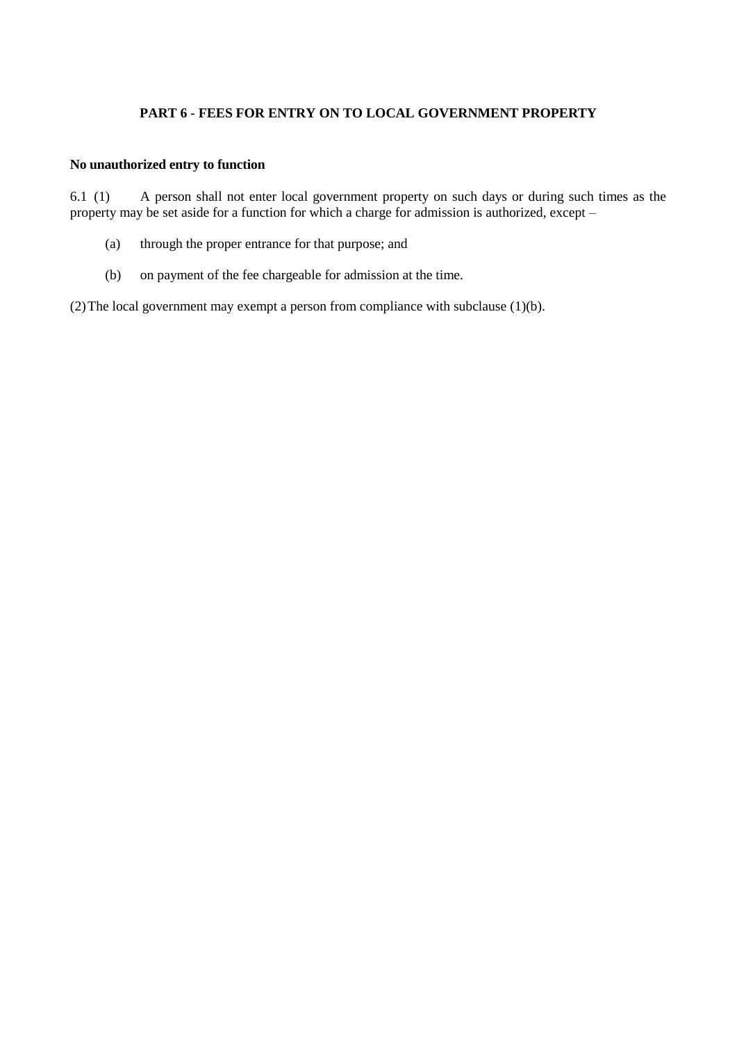## PART 6 - FEES FOR ENTRY ON TO LOCAL GOVERNMENT PROPERTY

**No unauthorized entry to function**

6.1 (1) A person shall not enter local government property on such days or during such times as the property may be set aside for a function for which a charge for admission is authorized, except –

(a) through the proper entrance for that purpose; and

(b) on payment of the fee chargeable for admission at the time.

(2) The local government may exempt a person from compliance with subclause (1)(b).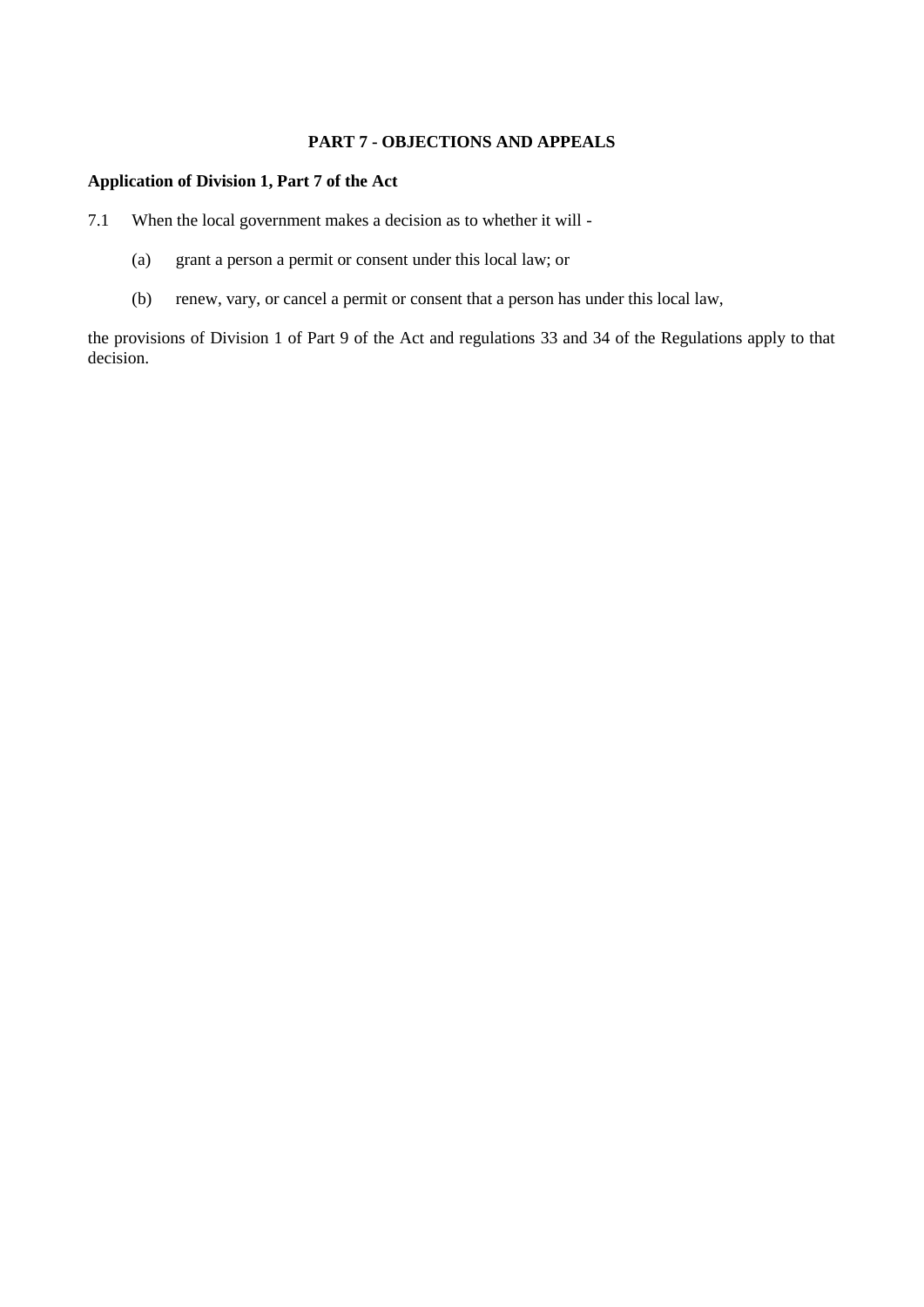## PART 7 - OBJECTIONS AND APPEALS

**Application of Division 1, Part 7 of the Act**

7.1 When the local government makes a decision as to whether it will -

(a) grant a person a permit or consent under this local law; or

(b) renew, vary, or cancel a permit or consent that a person has under this local law,

the provisions of Division 1 of Part 9 of the Act and regulations 33 and 34 of the Regulations apply to that decision.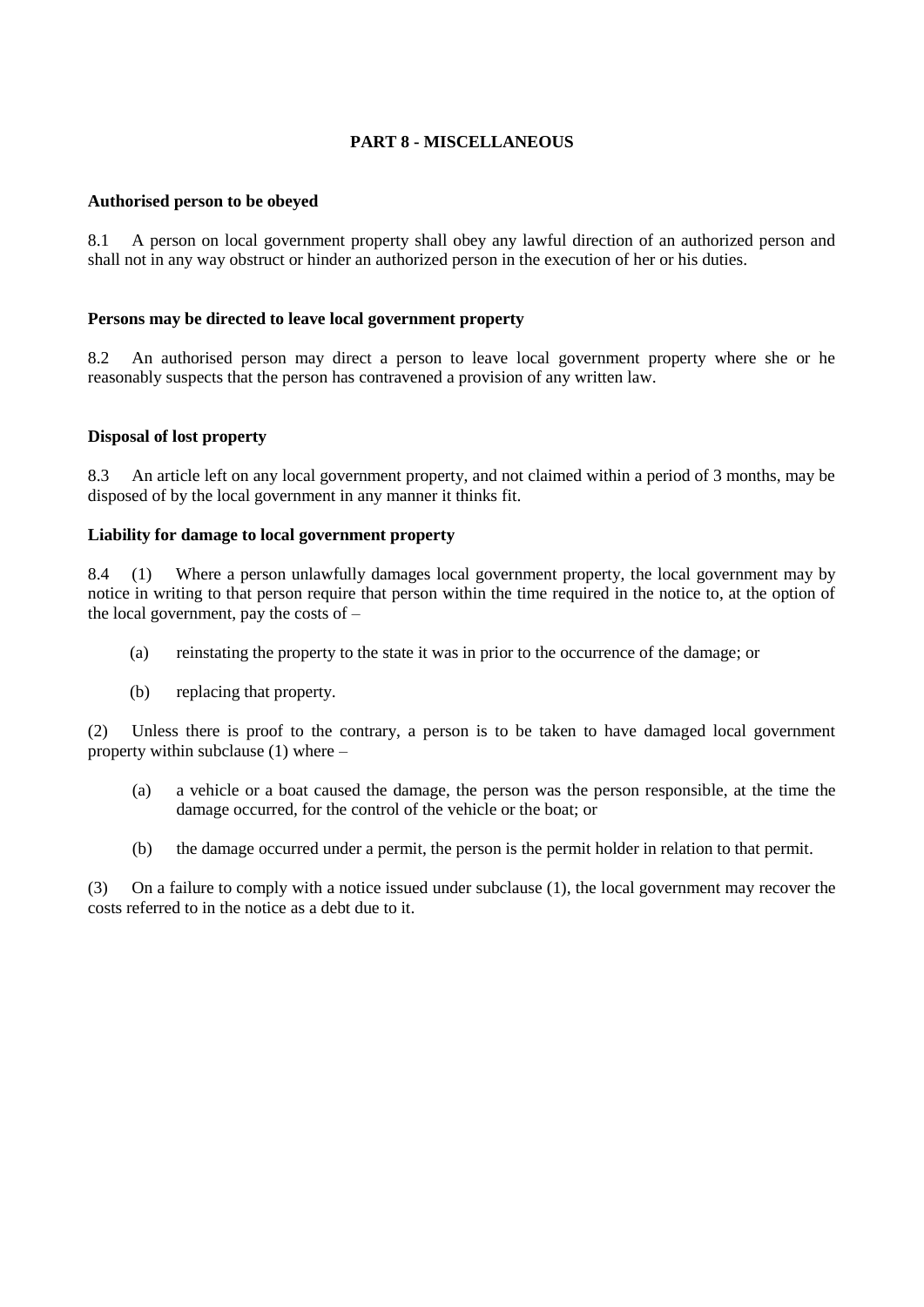## PART 8 - MISCELLANEOUS

**Authorised person to be obeyed**

8.1 A person on local government property shall obey any lawful direction of an authorized person and shall not in any way obstruct or hinder an authorized person in the execution of her or his duties.

**Persons may be directed to leave local government property**

8.2 An authorised person may direct a person to leave local government property where she or he reasonably suspects that the person has contravened a provision of any written law.

**Disposal of lost property**

8.3 An article left on any local government property, and not claimed within a period of 3 months, may be disposed of by the local government in any manner it thinks fit.

**Liability for damage to local government property**

8.4 (1) Where a person unlawfully damages local government property, the local government may by notice in writing to that person require that person within the time required in the notice to, at the option of the local government, pay the costs of –

(a) reinstating the property to the state it was in prior to the occurrence of the damage; or

(b) replacing that property.

(2) Unless there is proof to the contrary, a person is to be taken to have damaged local government property within subclause (1) where –

(a) a vehicle or a boat caused the damage, the person was the person responsible, at the time the damage occurred, for the control of the vehicle or the boat; or

(b) the damage occurred under a permit, the person is the permit holder in relation to that permit.

(3) On a failure to comply with a notice issued under subclause (1), the local government may recover the costs referred to in the notice as a debt due to it.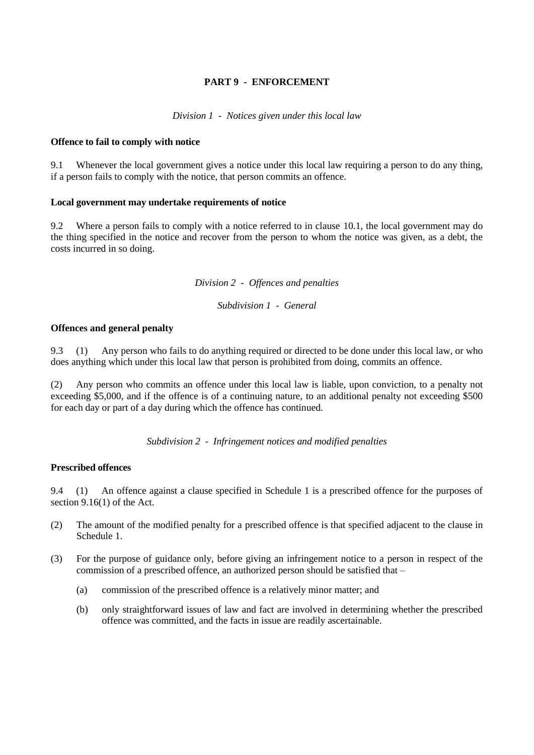## PART 9 - ENFORCEMENT

*Division 1 - Notices given under this local law*

**Offence to fail to comply with notice**

9.1 Whenever the local government gives a notice under this local law requiring a person to do any thing, if a person fails to comply with the notice, that person commits an offence.

**Local government may undertake requirements of notice**

9.2 Where a person fails to comply with a notice referred to in clause 10.1, the local government may do the thing specified in the notice and recover from the person to whom the notice was given, as a debt, the costs incurred in so doing.

*Division 2 - Offences and penalties*

*Subdivision 1 - General*

**Offences and general penalty**

9.3 (1) Any person who fails to do anything required or directed to be done under this local law, or who does anything which under this local law that person is prohibited from doing, commits an offence.

(2) Any person who commits an offence under this local law is liable, upon conviction, to a penalty not exceeding $5,000, and if the offence is of a continuing nature, to an additional penalty not exceeding $500 for each day or part of a day during which the offence has continued.

*Subdivision 2 - Infringement notices and modified penalties*

**Prescribed offences**

9.4 (1) An offence against a clause specified in Schedule 1 is a prescribed offence for the purposes of section 9.16(1) of the Act.

(2) The amount of the modified penalty for a prescribed offence is that specified adjacent to the clause in Schedule 1.

(3) For the purpose of guidance only, before giving an infringement notice to a person in respect of the commission of a prescribed offence, an authorized person should be satisfied that –

- (a) commission of the prescribed offence is a relatively minor matter; and
- (b) only straightforward issues of law and fact are involved in determining whether the prescribed offence was committed, and the facts in issue are readily ascertainable.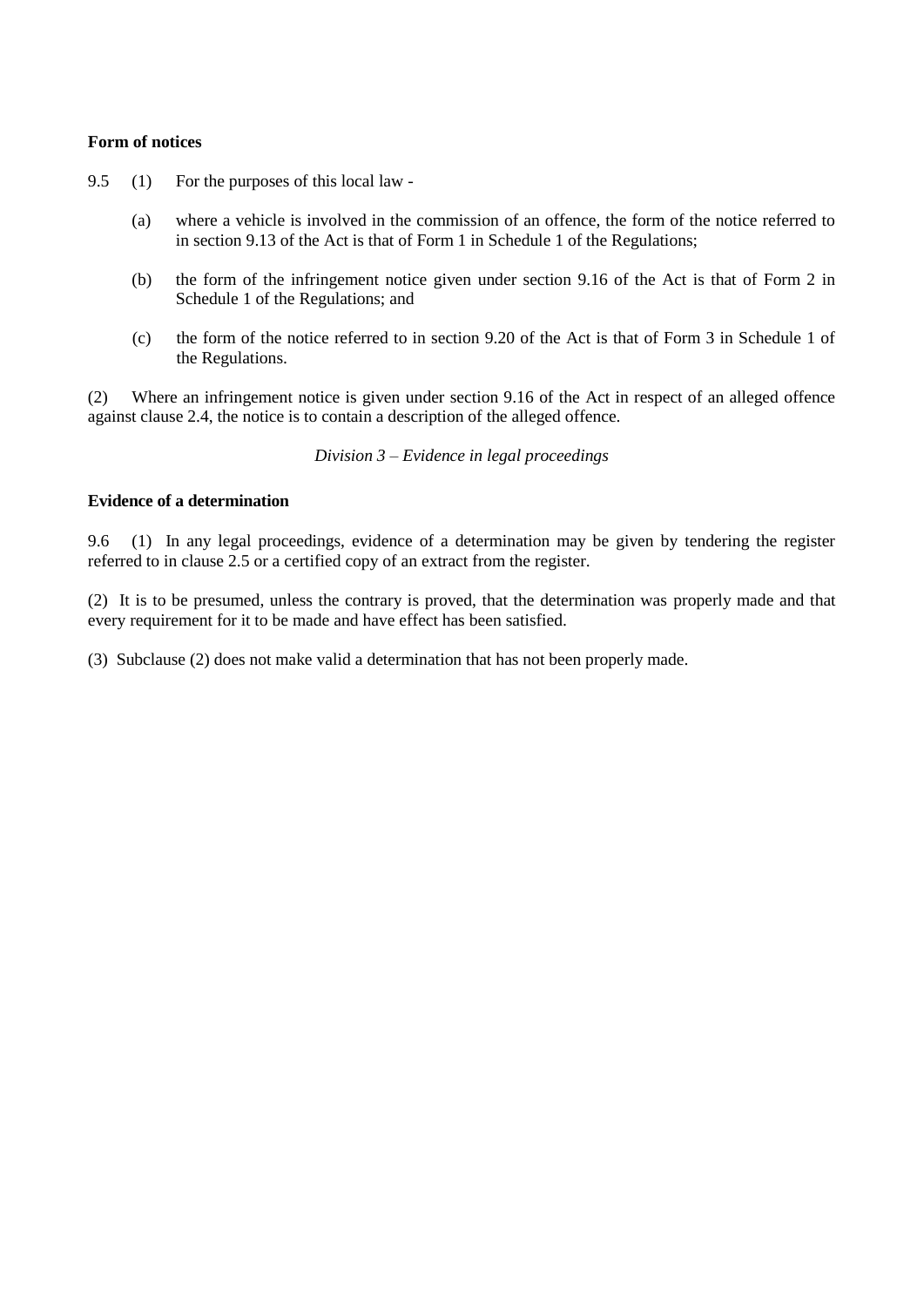**Form of notices**

9.5 (1) For the purposes of this local law -

(a) where a vehicle is involved in the commission of an offence, the form of the notice referred to in section 9.13 of the Act is that of Form 1 in Schedule 1 of the Regulations;

(b) the form of the infringement notice given under section 9.16 of the Act is that of Form 2 in Schedule 1 of the Regulations; and

(c) the form of the notice referred to in section 9.20 of the Act is that of Form 3 in Schedule 1 of the Regulations.

(2) Where an infringement notice is given under section 9.16 of the Act in respect of an alleged offence against clause 2.4, the notice is to contain a description of the alleged offence.

*Division 3 – Evidence in legal proceedings*

**Evidence of a determination**

9.6 (1) In any legal proceedings, evidence of a determination may be given by tendering the register referred to in clause 2.5 or a certified copy of an extract from the register.

(2) It is to be presumed, unless the contrary is proved, that the determination was properly made and that every requirement for it to be made and have effect has been satisfied.

(3) Subclause (2) does not make valid a determination that has not been properly made.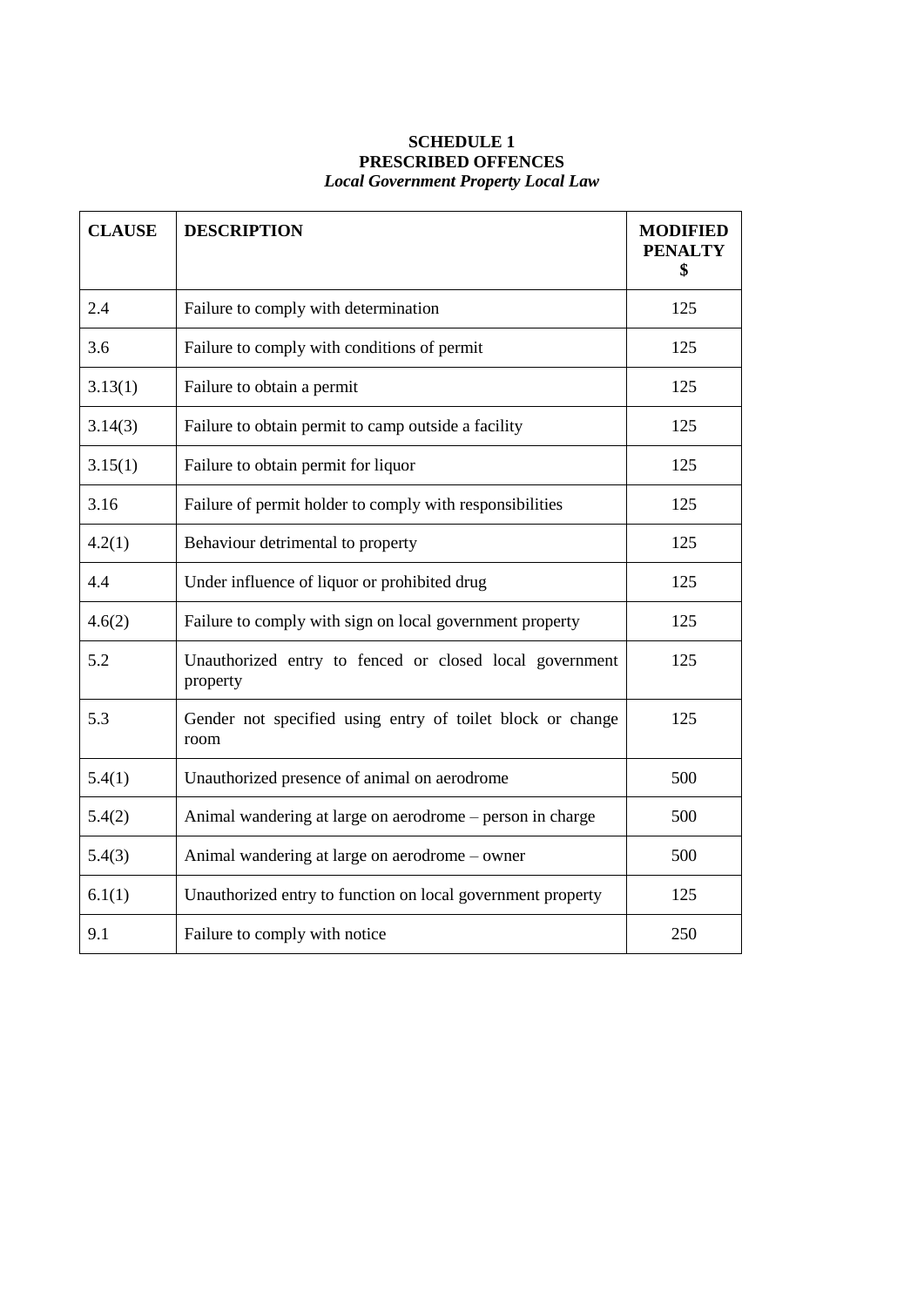**SCHEDULE 1**
**PRESCRIBED OFFENCES**
***Local Government Property Local Law***

| CLAUSE | DESCRIPTION | MODIFIED PENALTY $ |
|---|---|---|
| 2.4 | Failure to comply with determination | 125 |
| 3.6 | Failure to comply with conditions of permit | 125 |
| 3.13(1) | Failure to obtain a permit | 125 |
| 3.14(3) | Failure to obtain permit to camp outside a facility | 125 |
| 3.15(1) | Failure to obtain permit for liquor | 125 |
| 3.16 | Failure of permit holder to comply with responsibilities | 125 |
| 4.2(1) | Behaviour detrimental to property | 125 |
| 4.4 | Under influence of liquor or prohibited drug | 125 |
| 4.6(2) | Failure to comply with sign on local government property | 125 |
| 5.2 | Unauthorized entry to fenced or closed local government property | 125 |
| 5.3 | Gender not specified using entry of toilet block or change room | 125 |
| 5.4(1) | Unauthorized presence of animal on aerodrome | 500 |
| 5.4(2) | Animal wandering at large on aerodrome – person in charge | 500 |
| 5.4(3) | Animal wandering at large on aerodrome – owner | 500 |
| 6.1(1) | Unauthorized entry to function on local government property | 125 |
| 9.1 | Failure to comply with notice | 250 |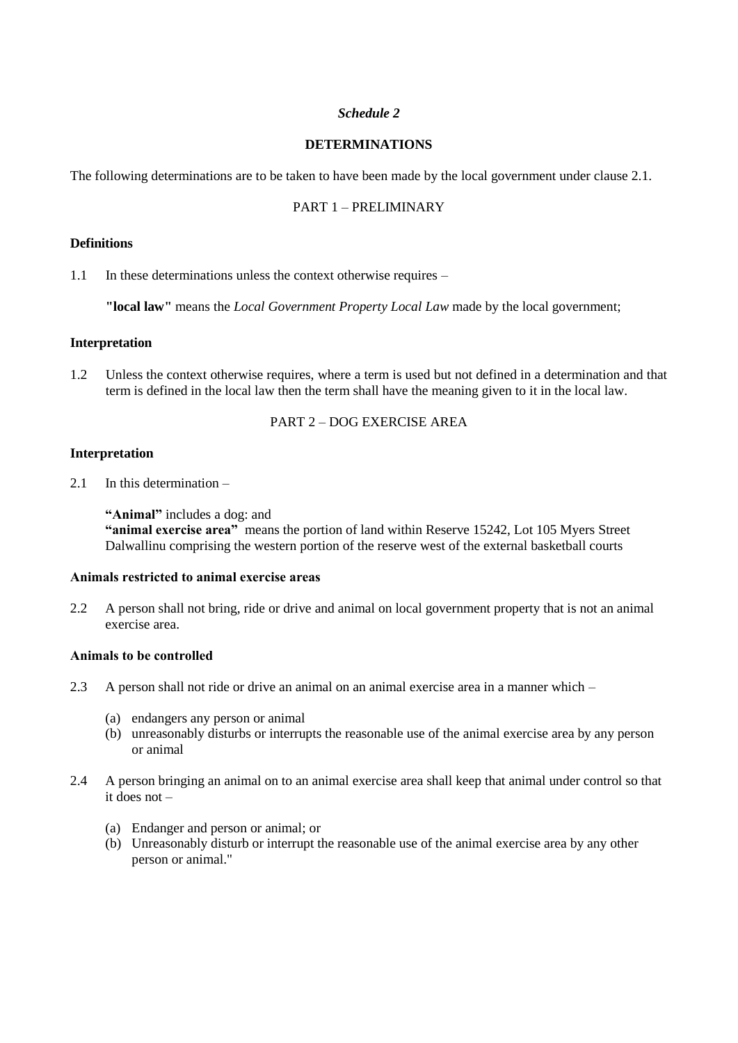*Schedule 2*

**DETERMINATIONS**

The following determinations are to be taken to have been made by the local government under clause 2.1.

PART 1 – PRELIMINARY

**Definitions**

1.1 In these determinations unless the context otherwise requires –

**"local law"** means the *Local Government Property Local Law* made by the local government;

**Interpretation**

1.2 Unless the context otherwise requires, where a term is used but not defined in a determination and that term is defined in the local law then the term shall have the meaning given to it in the local law.

PART 2 – DOG EXERCISE AREA

**Interpretation**

2.1 In this determination –

**"Animal"** includes a dog: and
**"animal exercise area"** means the portion of land within Reserve 15242, Lot 105 Myers Street Dalwallinu comprising the western portion of the reserve west of the external basketball courts

**Animals restricted to animal exercise areas**

2.2 A person shall not bring, ride or drive and animal on local government property that is not an animal exercise area.

**Animals to be controlled**

2.3 A person shall not ride or drive an animal on an animal exercise area in a manner which –

(a) endangers any person or animal
(b) unreasonably disturbs or interrupts the reasonable use of the animal exercise area by any person or animal

2.4 A person bringing an animal on to an animal exercise area shall keep that animal under control so that it does not –

(a) Endanger and person or animal; or
(b) Unreasonably disturb or interrupt the reasonable use of the animal exercise area by any other person or animal."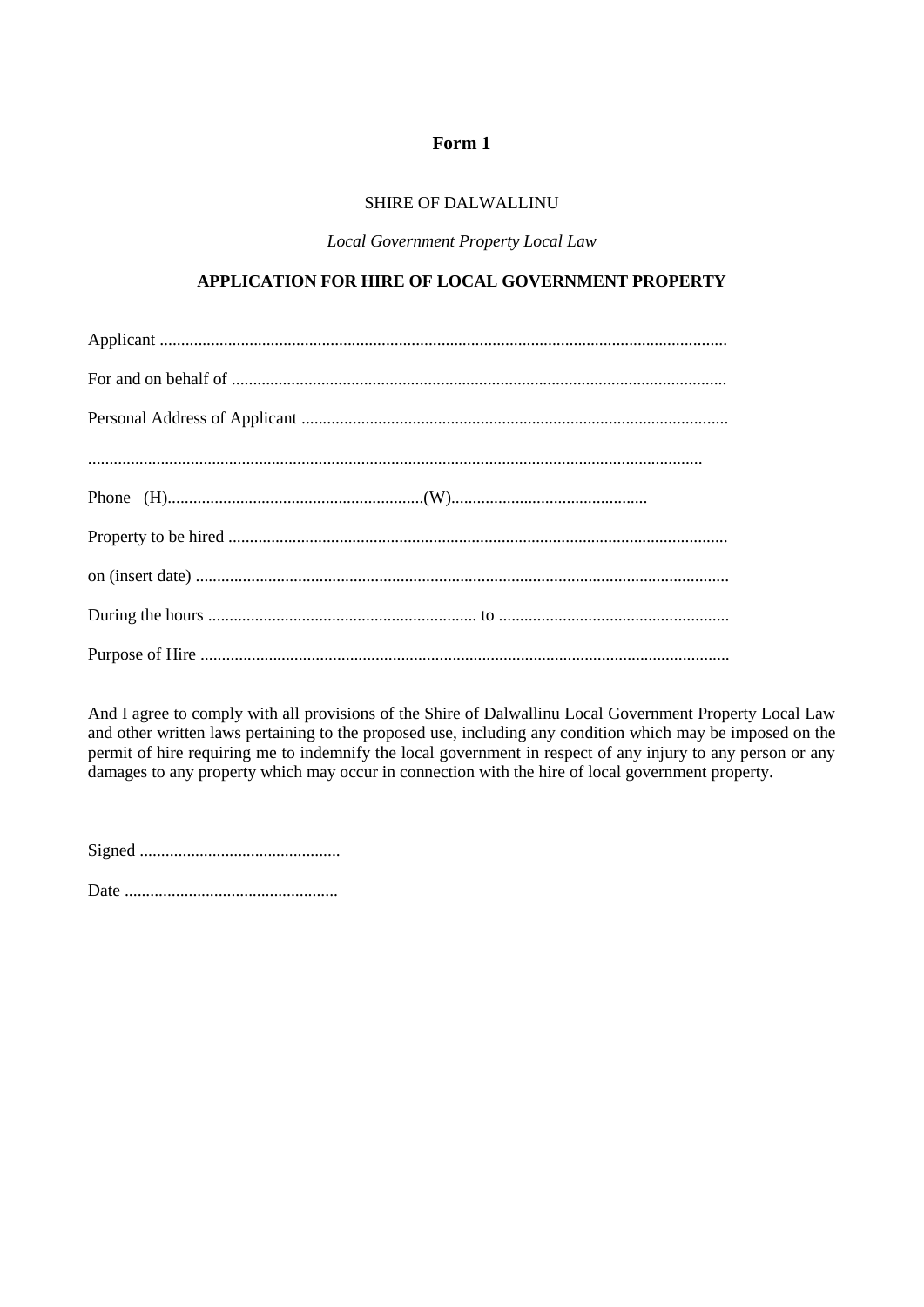**Form 1**

SHIRE OF DALWALLINU

*Local Government Property Local Law*

**APPLICATION FOR HIRE OF LOCAL GOVERNMENT PROPERTY**

Applicant ....................................................................................................................................

For and on behalf of ...................................................................................................................

Personal Address of Applicant ...................................................................................................

...............................................................................................................................................

Phone (H).............................................................(W).............................................

Property to be hired ....................................................................................................................

on (insert date) ............................................................................................................................

During the hours ............................................................... to ......................................................

Purpose of Hire ...........................................................................................................................

And I agree to comply with all provisions of the Shire of Dalwallinu Local Government Property Local Law and other written laws pertaining to the proposed use, including any condition which may be imposed on the permit of hire requiring me to indemnify the local government in respect of any injury to any person or any damages to any property which may occur in connection with the hire of local government property.

Signed ...............................................

Date ..................................................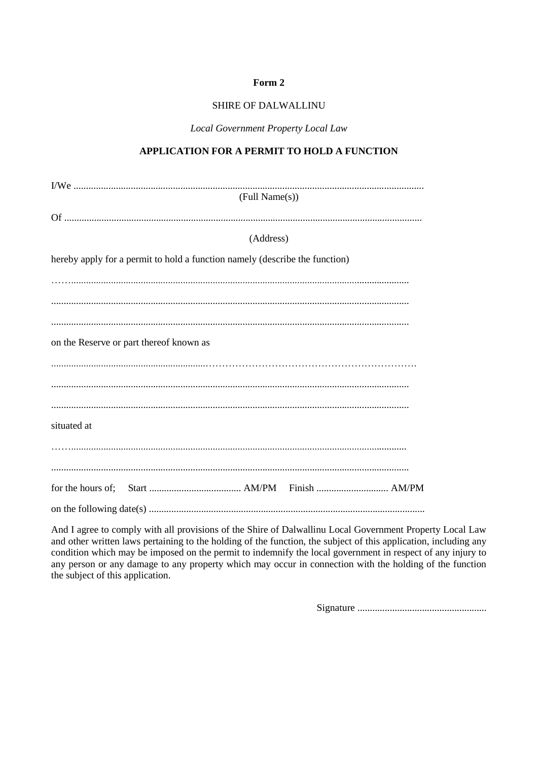**Form 2**

SHIRE OF DALWALLINU

*Local Government Property Local Law*

**APPLICATION FOR A PERMIT TO HOLD A FUNCTION**

I/We ..........................................................................................................................................
(Full Name(s))

Of .............................................................................................................................................

(Address)

hereby apply for a permit to hold a function namely (describe the function)

…….........................................................................................................................................

.................................................................................................................................................

.................................................................................................................................................

on the Reserve or part thereof known as

..............................................................……………………………………………………….

.................................................................................................................................................

.................................................................................................................................................

situated at

……......................................................................................................................................

.................................................................................................................................................

for the hours of; Start ..................................... AM/PM Finish ............................. AM/PM

on the following date(s) ..............................................................................................................

And I agree to comply with all provisions of the Shire of Dalwallinu Local Government Property Local Law and other written laws pertaining to the holding of the function, the subject of this application, including any condition which may be imposed on the permit to indemnify the local government in respect of any injury to any person or any damage to any property which may occur in connection with the holding of the function the subject of this application.

Signature ....................................................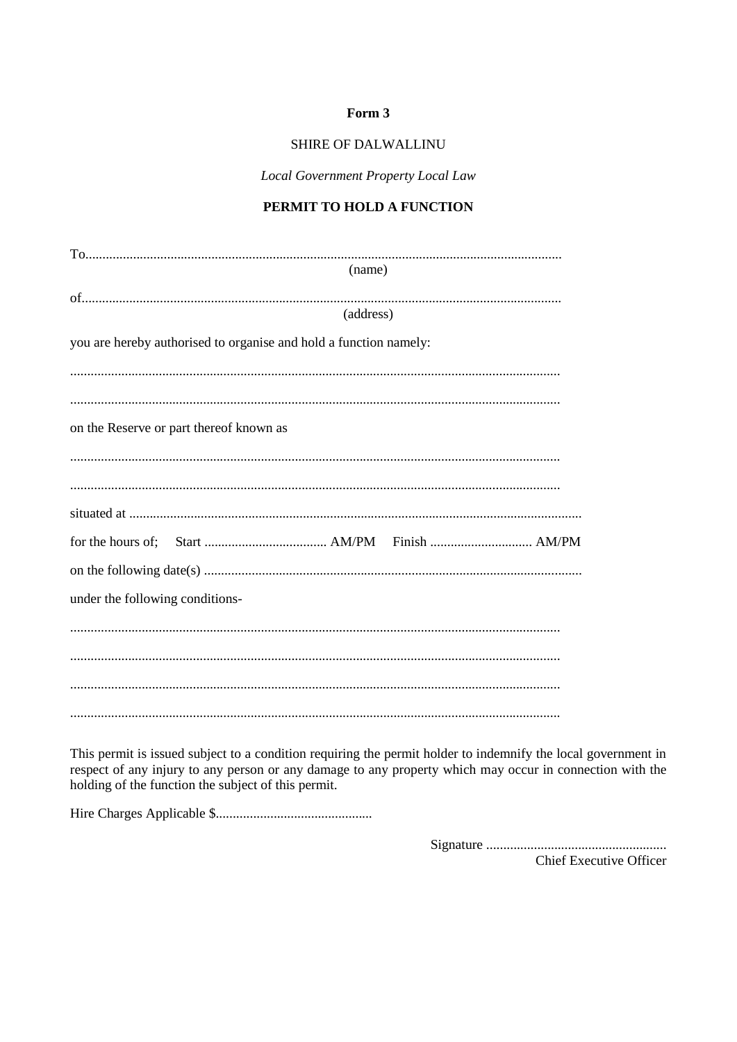**Form 3**

SHIRE OF DALWALLINU

*Local Government Property Local Law*

**PERMIT TO HOLD A FUNCTION**

To..........................................................................................................................................
(name)

of..........................................................................................................................................
(address)

you are hereby authorised to organise and hold a function namely:

.............................................................................................................................................

.............................................................................................................................................

on the Reserve or part thereof known as

.............................................................................................................................................

.............................................................................................................................................

situated at ..................................................................................................................................

for the hours of; Start .................................... AM/PM Finish .............................. AM/PM

on the following date(s) .............................................................................................................

under the following conditions-

.............................................................................................................................................

.............................................................................................................................................

.............................................................................................................................................

.............................................................................................................................................

This permit is issued subject to a condition requiring the permit holder to indemnify the local government in respect of any injury to any person or any damage to any property which may occur in connection with the holding of the function the subject of this permit.

Hire Charges Applicable $.............................................

Signature .....................................................
Chief Executive Officer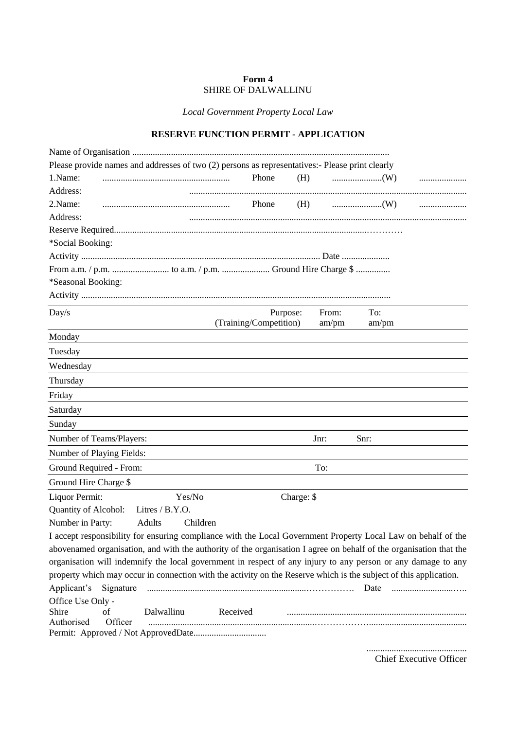**Form 4**
SHIRE OF DALWALLINU

*Local Government Property Local Law*

## RESERVE FUNCTION PERMIT - APPLICATION

Name of Organisation ..................................................................................................................

Please provide names and addresses of two (2) persons as representatives:- Please print clearly

1.Name: ........................................................ Phone (H) ......................(W) .....................

Address: ........................................................................................................................

2.Name: ........................................................ Phone (H) ......................(W) .....................

Address: ........................................................................................................................

Reserve Required.......................................................................................................…………

*Social Booking:

Activity ......................................................................................................... Date .....................

From a.m. / p.m. ......................... to a.m. / p.m. ..................... Ground Hire Charge $ ...............

*Seasonal Booking:

Activity .......................................................................................................................................

| Day/s | Purpose: (Training/Competition) | From: am/pm | To: am/pm |
|---|---|---|---|
| Monday | | | |
| Tuesday | | | |
| Wednesday | | | |
| Thursday | | | |
| Friday | | | |
| Saturday | | | |
| Sunday | | | |
| Number of Teams/Players: | | Jnr: | Snr: |
| Number of Playing Fields: | | | |
| Ground Required - From: | | To: | |
| Ground Hire Charge $ | | | |

Liquor Permit: Yes/No Charge: $

Quantity of Alcohol: Litres / B.Y.O.

Number in Party: Adults Children

I accept responsibility for ensuring compliance with the Local Government Property Local Law on behalf of the abovenamed organisation, and with the authority of the organisation I agree on behalf of the organisation that the organisation will indemnify the local government in respect of any injury to any person or any damage to any property which may occur in connection with the activity on the Reserve which is the subject of this application.

Applicant's Signature ......................................................................…………… Date ...........................…..

Office Use Only -

Shire of Dalwallinu Received ..............................................................................

Authorised Officer ........................................................................……………….........................................

Permit: Approved / Not ApprovedDate................................

...........................................
Chief Executive Officer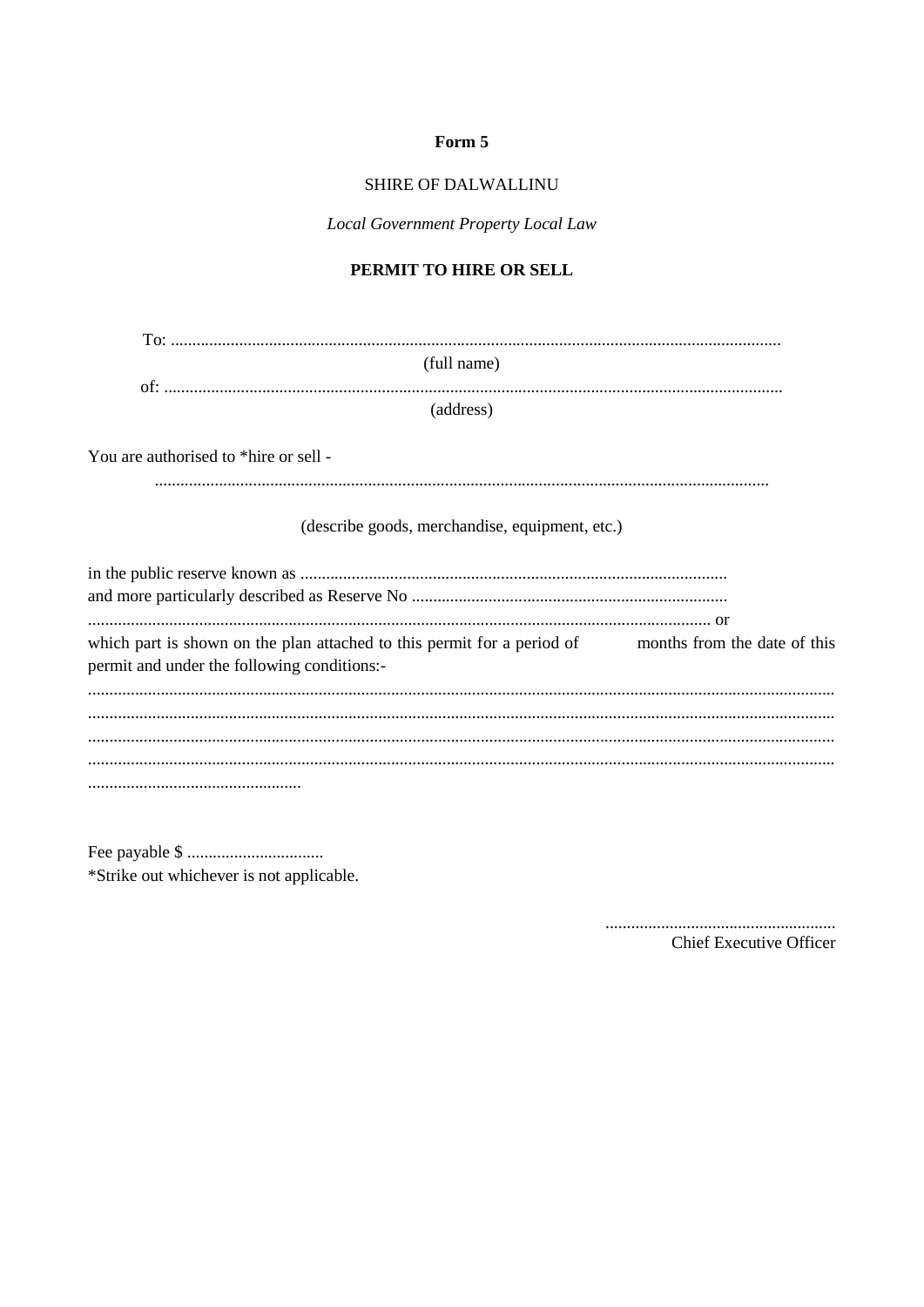**Form 5**

SHIRE OF DALWALLINU

*Local Government Property Local Law*

**PERMIT TO HIRE OR SELL**

To: ..............................................................................................................................................
(full name)
of: ...............................................................................................................................................
(address)

You are authorised to *hire or sell -

..............................................................................................................................................

(describe goods, merchandise, equipment, etc.)

in the public reserve known as ...................................................................................................
and more particularly described as Reserve No .........................................................................
................................................................................................................................................ or
which part is shown on the plan attached to this permit for a period of months from the date of this permit and under the following conditions:-
..........................................................................................................................................................
..........................................................................................................................................................
..........................................................................................................................................................
..........................................................................................................................................................
..................................................

Fee payable $ ................................
*Strike out whichever is not applicable.

......................................................
Chief Executive Officer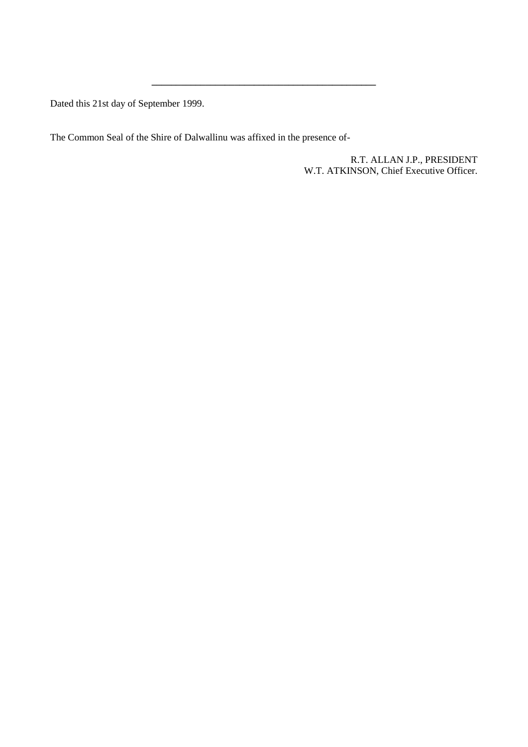---

Dated this 21st day of September 1999.

The Common Seal of the Shire of Dalwallinu was affixed in the presence of-

R.T. ALLAN J.P., PRESIDENT
W.T. ATKINSON, Chief Executive Officer.